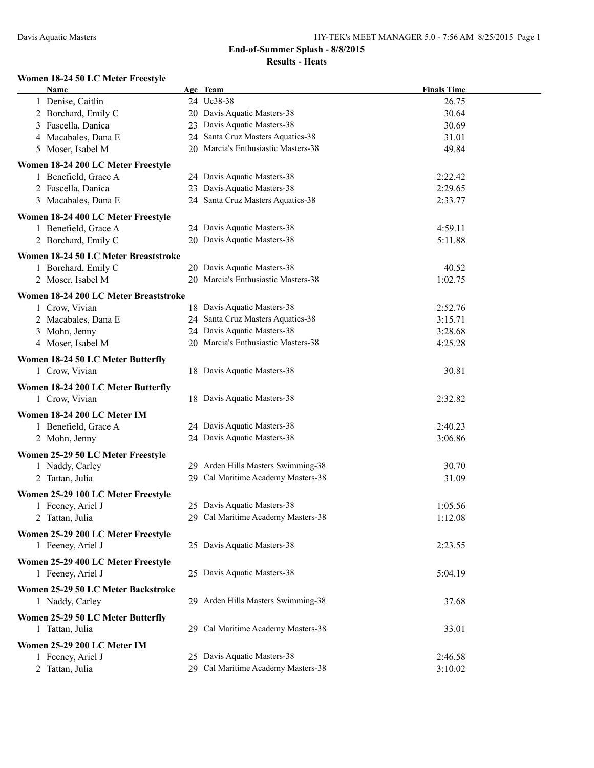Davis Aquatic Masters

## End-of-Summer Splash - 8/8/2015

### Results - Heats

#### Women 18-24 50 LC Meter Freestyle

| | Name | Age | Team | Finals Time |
|---|---|---|---|---|
| 1 | Denise, Caitlin | 24 | Uc38-38 | 26.75 |
| 2 | Borchard, Emily C | 20 | Davis Aquatic Masters-38 | 30.64 |
| 3 | Fascella, Danica | 23 | Davis Aquatic Masters-38 | 30.69 |
| 4 | Macabales, Dana E | 24 | Santa Cruz Masters Aquatics-38 | 31.01 |
| 5 | Moser, Isabel M | 20 | Marcia's Enthusiastic Masters-38 | 49.84 |

#### Women 18-24 200 LC Meter Freestyle

| | Name | Age | Team | Finals Time |
|---|---|---|---|---|
| 1 | Benefield, Grace A | 24 | Davis Aquatic Masters-38 | 2:22.42 |
| 2 | Fascella, Danica | 23 | Davis Aquatic Masters-38 | 2:29.65 |
| 3 | Macabales, Dana E | 24 | Santa Cruz Masters Aquatics-38 | 2:33.77 |

#### Women 18-24 400 LC Meter Freestyle

| | Name | Age | Team | Finals Time |
|---|---|---|---|---|
| 1 | Benefield, Grace A | 24 | Davis Aquatic Masters-38 | 4:59.11 |
| 2 | Borchard, Emily C | 20 | Davis Aquatic Masters-38 | 5:11.88 |

#### Women 18-24 50 LC Meter Breaststroke

| | Name | Age | Team | Finals Time |
|---|---|---|---|---|
| 1 | Borchard, Emily C | 20 | Davis Aquatic Masters-38 | 40.52 |
| 2 | Moser, Isabel M | 20 | Marcia's Enthusiastic Masters-38 | 1:02.75 |

#### Women 18-24 200 LC Meter Breaststroke

| | Name | Age | Team | Finals Time |
|---|---|---|---|---|
| 1 | Crow, Vivian | 18 | Davis Aquatic Masters-38 | 2:52.76 |
| 2 | Macabales, Dana E | 24 | Santa Cruz Masters Aquatics-38 | 3:15.71 |
| 3 | Mohn, Jenny | 24 | Davis Aquatic Masters-38 | 3:28.68 |
| 4 | Moser, Isabel M | 20 | Marcia's Enthusiastic Masters-38 | 4:25.28 |

#### Women 18-24 50 LC Meter Butterfly

| | Name | Age | Team | Finals Time |
|---|---|---|---|---|
| 1 | Crow, Vivian | 18 | Davis Aquatic Masters-38 | 30.81 |

#### Women 18-24 200 LC Meter Butterfly

| | Name | Age | Team | Finals Time |
|---|---|---|---|---|
| 1 | Crow, Vivian | 18 | Davis Aquatic Masters-38 | 2:32.82 |

#### Women 18-24 200 LC Meter IM

| | Name | Age | Team | Finals Time |
|---|---|---|---|---|
| 1 | Benefield, Grace A | 24 | Davis Aquatic Masters-38 | 2:40.23 |
| 2 | Mohn, Jenny | 24 | Davis Aquatic Masters-38 | 3:06.86 |

#### Women 25-29 50 LC Meter Freestyle

| | Name | Age | Team | Finals Time |
|---|---|---|---|---|
| 1 | Naddy, Carley | 29 | Arden Hills Masters Swimming-38 | 30.70 |
| 2 | Tattan, Julia | 29 | Cal Maritime Academy Masters-38 | 31.09 |

#### Women 25-29 100 LC Meter Freestyle

| | Name | Age | Team | Finals Time |
|---|---|---|---|---|
| 1 | Feeney, Ariel J | 25 | Davis Aquatic Masters-38 | 1:05.56 |
| 2 | Tattan, Julia | 29 | Cal Maritime Academy Masters-38 | 1:12.08 |

#### Women 25-29 200 LC Meter Freestyle

| | Name | Age | Team | Finals Time |
|---|---|---|---|---|
| 1 | Feeney, Ariel J | 25 | Davis Aquatic Masters-38 | 2:23.55 |

#### Women 25-29 400 LC Meter Freestyle

| | Name | Age | Team | Finals Time |
|---|---|---|---|---|
| 1 | Feeney, Ariel J | 25 | Davis Aquatic Masters-38 | 5:04.19 |

#### Women 25-29 50 LC Meter Backstroke

| | Name | Age | Team | Finals Time |
|---|---|---|---|---|
| 1 | Naddy, Carley | 29 | Arden Hills Masters Swimming-38 | 37.68 |

#### Women 25-29 50 LC Meter Butterfly

| | Name | Age | Team | Finals Time |
|---|---|---|---|---|
| 1 | Tattan, Julia | 29 | Cal Maritime Academy Masters-38 | 33.01 |

#### Women 25-29 200 LC Meter IM

| | Name | Age | Team | Finals Time |
|---|---|---|---|---|
| 1 | Feeney, Ariel J | 25 | Davis Aquatic Masters-38 | 2:46.58 |
| 2 | Tattan, Julia | 29 | Cal Maritime Academy Masters-38 | 3:10.02 |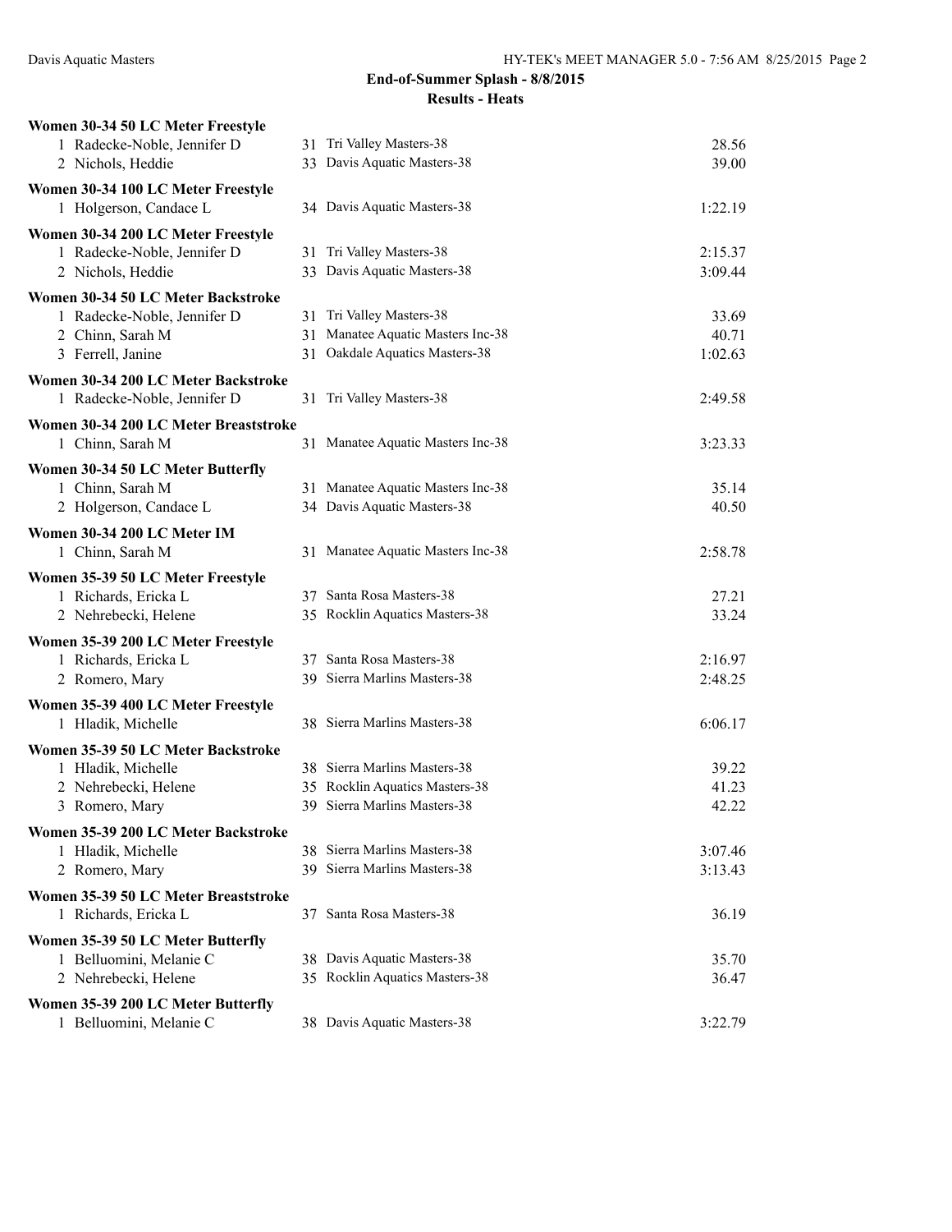## End-of-Summer Splash - 8/8/2015

### Results - Heats

**Women 30-34 50 LC Meter Freestyle**

| Place | Name | Age | Team | Time |
|---|---|---|---|---|
| 1 | Radecke-Noble, Jennifer D | 31 | Tri Valley Masters-38 | 28.56 |
| 2 | Nichols, Heddie | 33 | Davis Aquatic Masters-38 | 39.00 |

**Women 30-34 100 LC Meter Freestyle**

| Place | Name | Age | Team | Time |
|---|---|---|---|---|
| 1 | Holgerson, Candace L | 34 | Davis Aquatic Masters-38 | 1:22.19 |

**Women 30-34 200 LC Meter Freestyle**

| Place | Name | Age | Team | Time |
|---|---|---|---|---|
| 1 | Radecke-Noble, Jennifer D | 31 | Tri Valley Masters-38 | 2:15.37 |
| 2 | Nichols, Heddie | 33 | Davis Aquatic Masters-38 | 3:09.44 |

**Women 30-34 50 LC Meter Backstroke**

| Place | Name | Age | Team | Time |
|---|---|---|---|---|
| 1 | Radecke-Noble, Jennifer D | 31 | Tri Valley Masters-38 | 33.69 |
| 2 | Chinn, Sarah M | 31 | Manatee Aquatic Masters Inc-38 | 40.71 |
| 3 | Ferrell, Janine | 31 | Oakdale Aquatics Masters-38 | 1:02.63 |

**Women 30-34 200 LC Meter Backstroke**

| Place | Name | Age | Team | Time |
|---|---|---|---|---|
| 1 | Radecke-Noble, Jennifer D | 31 | Tri Valley Masters-38 | 2:49.58 |

**Women 30-34 200 LC Meter Breaststroke**

| Place | Name | Age | Team | Time |
|---|---|---|---|---|
| 1 | Chinn, Sarah M | 31 | Manatee Aquatic Masters Inc-38 | 3:23.33 |

**Women 30-34 50 LC Meter Butterfly**

| Place | Name | Age | Team | Time |
|---|---|---|---|---|
| 1 | Chinn, Sarah M | 31 | Manatee Aquatic Masters Inc-38 | 35.14 |
| 2 | Holgerson, Candace L | 34 | Davis Aquatic Masters-38 | 40.50 |

**Women 30-34 200 LC Meter IM**

| Place | Name | Age | Team | Time |
|---|---|---|---|---|
| 1 | Chinn, Sarah M | 31 | Manatee Aquatic Masters Inc-38 | 2:58.78 |

**Women 35-39 50 LC Meter Freestyle**

| Place | Name | Age | Team | Time |
|---|---|---|---|---|
| 1 | Richards, Ericka L | 37 | Santa Rosa Masters-38 | 27.21 |
| 2 | Nehrebecki, Helene | 35 | Rocklin Aquatics Masters-38 | 33.24 |

**Women 35-39 200 LC Meter Freestyle**

| Place | Name | Age | Team | Time |
|---|---|---|---|---|
| 1 | Richards, Ericka L | 37 | Santa Rosa Masters-38 | 2:16.97 |
| 2 | Romero, Mary | 39 | Sierra Marlins Masters-38 | 2:48.25 |

**Women 35-39 400 LC Meter Freestyle**

| Place | Name | Age | Team | Time |
|---|---|---|---|---|
| 1 | Hladik, Michelle | 38 | Sierra Marlins Masters-38 | 6:06.17 |

**Women 35-39 50 LC Meter Backstroke**

| Place | Name | Age | Team | Time |
|---|---|---|---|---|
| 1 | Hladik, Michelle | 38 | Sierra Marlins Masters-38 | 39.22 |
| 2 | Nehrebecki, Helene | 35 | Rocklin Aquatics Masters-38 | 41.23 |
| 3 | Romero, Mary | 39 | Sierra Marlins Masters-38 | 42.22 |

**Women 35-39 200 LC Meter Backstroke**

| Place | Name | Age | Team | Time |
|---|---|---|---|---|
| 1 | Hladik, Michelle | 38 | Sierra Marlins Masters-38 | 3:07.46 |
| 2 | Romero, Mary | 39 | Sierra Marlins Masters-38 | 3:13.43 |

**Women 35-39 50 LC Meter Breaststroke**

| Place | Name | Age | Team | Time |
|---|---|---|---|---|
| 1 | Richards, Ericka L | 37 | Santa Rosa Masters-38 | 36.19 |

**Women 35-39 50 LC Meter Butterfly**

| Place | Name | Age | Team | Time |
|---|---|---|---|---|
| 1 | Belluomini, Melanie C | 38 | Davis Aquatic Masters-38 | 35.70 |
| 2 | Nehrebecki, Helene | 35 | Rocklin Aquatics Masters-38 | 36.47 |

**Women 35-39 200 LC Meter Butterfly**

| Place | Name | Age | Team | Time |
|---|---|---|---|---|
| 1 | Belluomini, Melanie C | 38 | Davis Aquatic Masters-38 | 3:22.79 |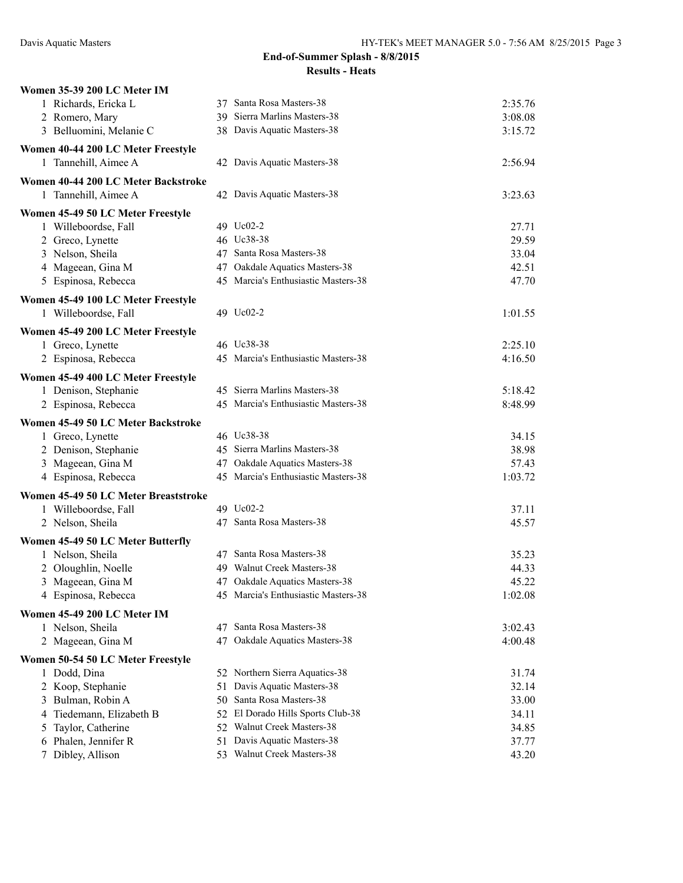**End-of-Summer Splash - 8/8/2015**

**Results - Heats**

**Women 35-39 200 LC Meter IM**

| | Name | Age | Team | Time |
|---|---|---|---|---|
| 1 | Richards, Ericka L | 37 | Santa Rosa Masters-38 | 2:35.76 |
| 2 | Romero, Mary | 39 | Sierra Marlins Masters-38 | 3:08.08 |
| 3 | Belluomini, Melanie C | 38 | Davis Aquatic Masters-38 | 3:15.72 |

**Women 40-44 200 LC Meter Freestyle**

| | Name | Age | Team | Time |
|---|---|---|---|---|
| 1 | Tannehill, Aimee A | 42 | Davis Aquatic Masters-38 | 2:56.94 |

**Women 40-44 200 LC Meter Backstroke**

| | Name | Age | Team | Time |
|---|---|---|---|---|
| 1 | Tannehill, Aimee A | 42 | Davis Aquatic Masters-38 | 3:23.63 |

**Women 45-49 50 LC Meter Freestyle**

| | Name | Age | Team | Time |
|---|---|---|---|---|
| 1 | Willeboordse, Fall | 49 | Uc02-2 | 27.71 |
| 2 | Greco, Lynette | 46 | Uc38-38 | 29.59 |
| 3 | Nelson, Sheila | 47 | Santa Rosa Masters-38 | 33.04 |
| 4 | Mageean, Gina M | 47 | Oakdale Aquatics Masters-38 | 42.51 |
| 5 | Espinosa, Rebecca | 45 | Marcia's Enthusiastic Masters-38 | 47.70 |

**Women 45-49 100 LC Meter Freestyle**

| | Name | Age | Team | Time |
|---|---|---|---|---|
| 1 | Willeboordse, Fall | 49 | Uc02-2 | 1:01.55 |

**Women 45-49 200 LC Meter Freestyle**

| | Name | Age | Team | Time |
|---|---|---|---|---|
| 1 | Greco, Lynette | 46 | Uc38-38 | 2:25.10 |
| 2 | Espinosa, Rebecca | 45 | Marcia's Enthusiastic Masters-38 | 4:16.50 |

**Women 45-49 400 LC Meter Freestyle**

| | Name | Age | Team | Time |
|---|---|---|---|---|
| 1 | Denison, Stephanie | 45 | Sierra Marlins Masters-38 | 5:18.42 |
| 2 | Espinosa, Rebecca | 45 | Marcia's Enthusiastic Masters-38 | 8:48.99 |

**Women 45-49 50 LC Meter Backstroke**

| | Name | Age | Team | Time |
|---|---|---|---|---|
| 1 | Greco, Lynette | 46 | Uc38-38 | 34.15 |
| 2 | Denison, Stephanie | 45 | Sierra Marlins Masters-38 | 38.98 |
| 3 | Mageean, Gina M | 47 | Oakdale Aquatics Masters-38 | 57.43 |
| 4 | Espinosa, Rebecca | 45 | Marcia's Enthusiastic Masters-38 | 1:03.72 |

**Women 45-49 50 LC Meter Breaststroke**

| | Name | Age | Team | Time |
|---|---|---|---|---|
| 1 | Willeboordse, Fall | 49 | Uc02-2 | 37.11 |
| 2 | Nelson, Sheila | 47 | Santa Rosa Masters-38 | 45.57 |

**Women 45-49 50 LC Meter Butterfly**

| | Name | Age | Team | Time |
|---|---|---|---|---|
| 1 | Nelson, Sheila | 47 | Santa Rosa Masters-38 | 35.23 |
| 2 | Oloughlin, Noelle | 49 | Walnut Creek Masters-38 | 44.33 |
| 3 | Mageean, Gina M | 47 | Oakdale Aquatics Masters-38 | 45.22 |
| 4 | Espinosa, Rebecca | 45 | Marcia's Enthusiastic Masters-38 | 1:02.08 |

**Women 45-49 200 LC Meter IM**

| | Name | Age | Team | Time |
|---|---|---|---|---|
| 1 | Nelson, Sheila | 47 | Santa Rosa Masters-38 | 3:02.43 |
| 2 | Mageean, Gina M | 47 | Oakdale Aquatics Masters-38 | 4:00.48 |

**Women 50-54 50 LC Meter Freestyle**

| | Name | Age | Team | Time |
|---|---|---|---|---|
| 1 | Dodd, Dina | 52 | Northern Sierra Aquatics-38 | 31.74 |
| 2 | Koop, Stephanie | 51 | Davis Aquatic Masters-38 | 32.14 |
| 3 | Bulman, Robin A | 50 | Santa Rosa Masters-38 | 33.00 |
| 4 | Tiedemann, Elizabeth B | 52 | El Dorado Hills Sports Club-38 | 34.11 |
| 5 | Taylor, Catherine | 52 | Walnut Creek Masters-38 | 34.85 |
| 6 | Phalen, Jennifer R | 51 | Davis Aquatic Masters-38 | 37.77 |
| 7 | Dibley, Allison | 53 | Walnut Creek Masters-38 | 43.20 |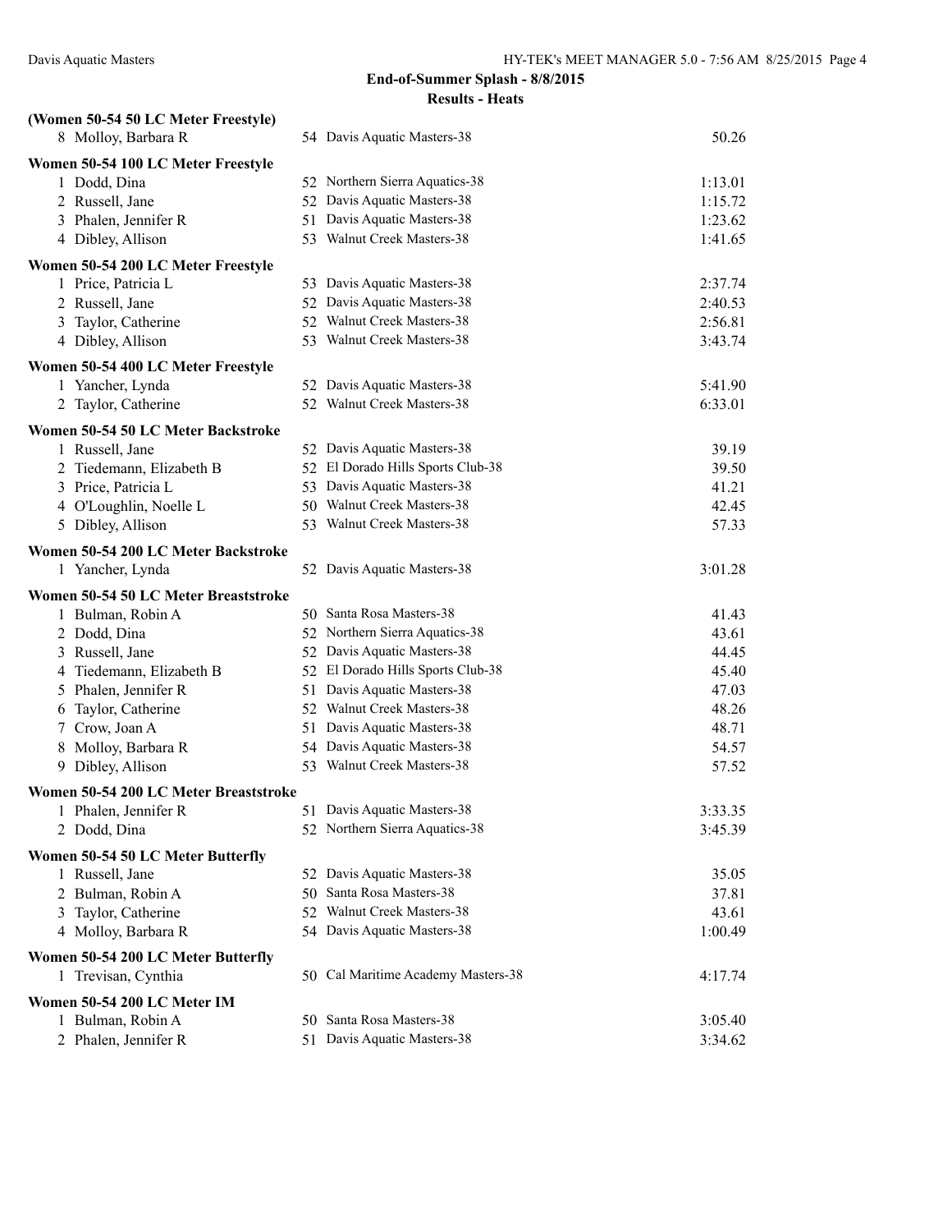## End-of-Summer Splash - 8/8/2015

### Results - Heats

**(Women 50-54 50 LC Meter Freestyle)**

| | Name | Age | Team | Time |
|---|---|---|---|---|
| 8 | Molloy, Barbara R | 54 | Davis Aquatic Masters-38 | 50.26 |

**Women 50-54 100 LC Meter Freestyle**

| | Name | Age | Team | Time |
|---|---|---|---|---|
| 1 | Dodd, Dina | 52 | Northern Sierra Aquatics-38 | 1:13.01 |
| 2 | Russell, Jane | 52 | Davis Aquatic Masters-38 | 1:15.72 |
| 3 | Phalen, Jennifer R | 51 | Davis Aquatic Masters-38 | 1:23.62 |
| 4 | Dibley, Allison | 53 | Walnut Creek Masters-38 | 1:41.65 |

**Women 50-54 200 LC Meter Freestyle**

| | Name | Age | Team | Time |
|---|---|---|---|---|
| 1 | Price, Patricia L | 53 | Davis Aquatic Masters-38 | 2:37.74 |
| 2 | Russell, Jane | 52 | Davis Aquatic Masters-38 | 2:40.53 |
| 3 | Taylor, Catherine | 52 | Walnut Creek Masters-38 | 2:56.81 |
| 4 | Dibley, Allison | 53 | Walnut Creek Masters-38 | 3:43.74 |

**Women 50-54 400 LC Meter Freestyle**

| | Name | Age | Team | Time |
|---|---|---|---|---|
| 1 | Yancher, Lynda | 52 | Davis Aquatic Masters-38 | 5:41.90 |
| 2 | Taylor, Catherine | 52 | Walnut Creek Masters-38 | 6:33.01 |

**Women 50-54 50 LC Meter Backstroke**

| | Name | Age | Team | Time |
|---|---|---|---|---|
| 1 | Russell, Jane | 52 | Davis Aquatic Masters-38 | 39.19 |
| 2 | Tiedemann, Elizabeth B | 52 | El Dorado Hills Sports Club-38 | 39.50 |
| 3 | Price, Patricia L | 53 | Davis Aquatic Masters-38 | 41.21 |
| 4 | O'Loughlin, Noelle L | 50 | Walnut Creek Masters-38 | 42.45 |
| 5 | Dibley, Allison | 53 | Walnut Creek Masters-38 | 57.33 |

**Women 50-54 200 LC Meter Backstroke**

| | Name | Age | Team | Time |
|---|---|---|---|---|
| 1 | Yancher, Lynda | 52 | Davis Aquatic Masters-38 | 3:01.28 |

**Women 50-54 50 LC Meter Breaststroke**

| | Name | Age | Team | Time |
|---|---|---|---|---|
| 1 | Bulman, Robin A | 50 | Santa Rosa Masters-38 | 41.43 |
| 2 | Dodd, Dina | 52 | Northern Sierra Aquatics-38 | 43.61 |
| 3 | Russell, Jane | 52 | Davis Aquatic Masters-38 | 44.45 |
| 4 | Tiedemann, Elizabeth B | 52 | El Dorado Hills Sports Club-38 | 45.40 |
| 5 | Phalen, Jennifer R | 51 | Davis Aquatic Masters-38 | 47.03 |
| 6 | Taylor, Catherine | 52 | Walnut Creek Masters-38 | 48.26 |
| 7 | Crow, Joan A | 51 | Davis Aquatic Masters-38 | 48.71 |
| 8 | Molloy, Barbara R | 54 | Davis Aquatic Masters-38 | 54.57 |
| 9 | Dibley, Allison | 53 | Walnut Creek Masters-38 | 57.52 |

**Women 50-54 200 LC Meter Breaststroke**

| | Name | Age | Team | Time |
|---|---|---|---|---|
| 1 | Phalen, Jennifer R | 51 | Davis Aquatic Masters-38 | 3:33.35 |
| 2 | Dodd, Dina | 52 | Northern Sierra Aquatics-38 | 3:45.39 |

**Women 50-54 50 LC Meter Butterfly**

| | Name | Age | Team | Time |
|---|---|---|---|---|
| 1 | Russell, Jane | 52 | Davis Aquatic Masters-38 | 35.05 |
| 2 | Bulman, Robin A | 50 | Santa Rosa Masters-38 | 37.81 |
| 3 | Taylor, Catherine | 52 | Walnut Creek Masters-38 | 43.61 |
| 4 | Molloy, Barbara R | 54 | Davis Aquatic Masters-38 | 1:00.49 |

**Women 50-54 200 LC Meter Butterfly**

| | Name | Age | Team | Time |
|---|---|---|---|---|
| 1 | Trevisan, Cynthia | 50 | Cal Maritime Academy Masters-38 | 4:17.74 |

**Women 50-54 200 LC Meter IM**

| | Name | Age | Team | Time |
|---|---|---|---|---|
| 1 | Bulman, Robin A | 50 | Santa Rosa Masters-38 | 3:05.40 |
| 2 | Phalen, Jennifer R | 51 | Davis Aquatic Masters-38 | 3:34.62 |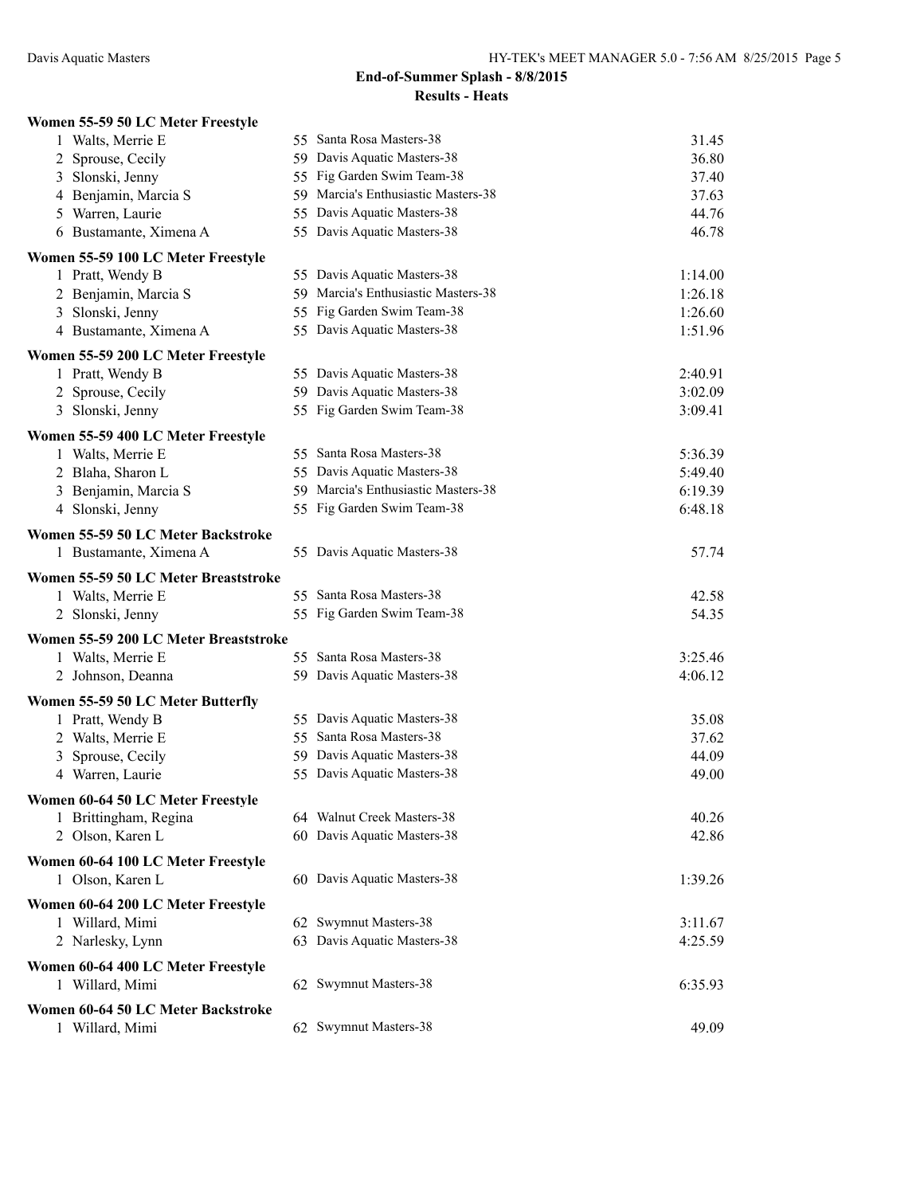## End-of-Summer Splash - 8/8/2015

### Results - Heats

**Women 55-59 50 LC Meter Freestyle**

| Place | Name | Age | Team | Time |
|---|---|---|---|---|
| 1 | Walts, Merrie E | 55 | Santa Rosa Masters-38 | 31.45 |
| 2 | Sprouse, Cecily | 59 | Davis Aquatic Masters-38 | 36.80 |
| 3 | Slonski, Jenny | 55 | Fig Garden Swim Team-38 | 37.40 |
| 4 | Benjamin, Marcia S | 59 | Marcia's Enthusiastic Masters-38 | 37.63 |
| 5 | Warren, Laurie | 55 | Davis Aquatic Masters-38 | 44.76 |
| 6 | Bustamante, Ximena A | 55 | Davis Aquatic Masters-38 | 46.78 |

**Women 55-59 100 LC Meter Freestyle**

| Place | Name | Age | Team | Time |
|---|---|---|---|---|
| 1 | Pratt, Wendy B | 55 | Davis Aquatic Masters-38 | 1:14.00 |
| 2 | Benjamin, Marcia S | 59 | Marcia's Enthusiastic Masters-38 | 1:26.18 |
| 3 | Slonski, Jenny | 55 | Fig Garden Swim Team-38 | 1:26.60 |
| 4 | Bustamante, Ximena A | 55 | Davis Aquatic Masters-38 | 1:51.96 |

**Women 55-59 200 LC Meter Freestyle**

| Place | Name | Age | Team | Time |
|---|---|---|---|---|
| 1 | Pratt, Wendy B | 55 | Davis Aquatic Masters-38 | 2:40.91 |
| 2 | Sprouse, Cecily | 59 | Davis Aquatic Masters-38 | 3:02.09 |
| 3 | Slonski, Jenny | 55 | Fig Garden Swim Team-38 | 3:09.41 |

**Women 55-59 400 LC Meter Freestyle**

| Place | Name | Age | Team | Time |
|---|---|---|---|---|
| 1 | Walts, Merrie E | 55 | Santa Rosa Masters-38 | 5:36.39 |
| 2 | Blaha, Sharon L | 55 | Davis Aquatic Masters-38 | 5:49.40 |
| 3 | Benjamin, Marcia S | 59 | Marcia's Enthusiastic Masters-38 | 6:19.39 |
| 4 | Slonski, Jenny | 55 | Fig Garden Swim Team-38 | 6:48.18 |

**Women 55-59 50 LC Meter Backstroke**

| Place | Name | Age | Team | Time |
|---|---|---|---|---|
| 1 | Bustamante, Ximena A | 55 | Davis Aquatic Masters-38 | 57.74 |

**Women 55-59 50 LC Meter Breaststroke**

| Place | Name | Age | Team | Time |
|---|---|---|---|---|
| 1 | Walts, Merrie E | 55 | Santa Rosa Masters-38 | 42.58 |
| 2 | Slonski, Jenny | 55 | Fig Garden Swim Team-38 | 54.35 |

**Women 55-59 200 LC Meter Breaststroke**

| Place | Name | Age | Team | Time |
|---|---|---|---|---|
| 1 | Walts, Merrie E | 55 | Santa Rosa Masters-38 | 3:25.46 |
| 2 | Johnson, Deanna | 59 | Davis Aquatic Masters-38 | 4:06.12 |

**Women 55-59 50 LC Meter Butterfly**

| Place | Name | Age | Team | Time |
|---|---|---|---|---|
| 1 | Pratt, Wendy B | 55 | Davis Aquatic Masters-38 | 35.08 |
| 2 | Walts, Merrie E | 55 | Santa Rosa Masters-38 | 37.62 |
| 3 | Sprouse, Cecily | 59 | Davis Aquatic Masters-38 | 44.09 |
| 4 | Warren, Laurie | 55 | Davis Aquatic Masters-38 | 49.00 |

**Women 60-64 50 LC Meter Freestyle**

| Place | Name | Age | Team | Time |
|---|---|---|---|---|
| 1 | Brittingham, Regina | 64 | Walnut Creek Masters-38 | 40.26 |
| 2 | Olson, Karen L | 60 | Davis Aquatic Masters-38 | 42.86 |

**Women 60-64 100 LC Meter Freestyle**

| Place | Name | Age | Team | Time |
|---|---|---|---|---|
| 1 | Olson, Karen L | 60 | Davis Aquatic Masters-38 | 1:39.26 |

**Women 60-64 200 LC Meter Freestyle**

| Place | Name | Age | Team | Time |
|---|---|---|---|---|
| 1 | Willard, Mimi | 62 | Swymnut Masters-38 | 3:11.67 |
| 2 | Narlesky, Lynn | 63 | Davis Aquatic Masters-38 | 4:25.59 |

**Women 60-64 400 LC Meter Freestyle**

| Place | Name | Age | Team | Time |
|---|---|---|---|---|
| 1 | Willard, Mimi | 62 | Swymnut Masters-38 | 6:35.93 |

**Women 60-64 50 LC Meter Backstroke**

| Place | Name | Age | Team | Time |
|---|---|---|---|---|
| 1 | Willard, Mimi | 62 | Swymnut Masters-38 | 49.09 |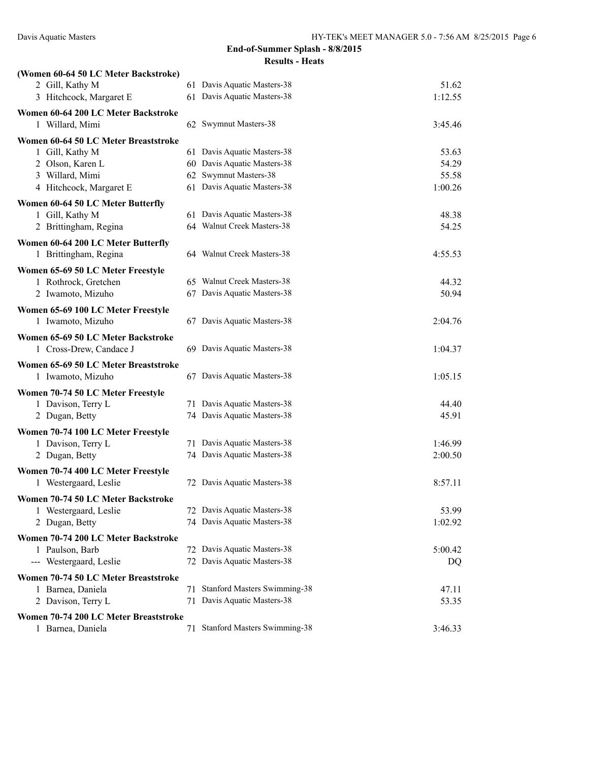## End-of-Summer Splash - 8/8/2015

### Results - Heats

**(Women 60-64 50 LC Meter Backstroke)**

| Place | Name | Age | Team | Time |
|---|---|---|---|---|
| 2 | Gill, Kathy M | 61 | Davis Aquatic Masters-38 | 51.62 |
| 3 | Hitchcock, Margaret E | 61 | Davis Aquatic Masters-38 | 1:12.55 |

**Women 60-64 200 LC Meter Backstroke**

| Place | Name | Age | Team | Time |
|---|---|---|---|---|
| 1 | Willard, Mimi | 62 | Swymnut Masters-38 | 3:45.46 |

**Women 60-64 50 LC Meter Breaststroke**

| Place | Name | Age | Team | Time |
|---|---|---|---|---|
| 1 | Gill, Kathy M | 61 | Davis Aquatic Masters-38 | 53.63 |
| 2 | Olson, Karen L | 60 | Davis Aquatic Masters-38 | 54.29 |
| 3 | Willard, Mimi | 62 | Swymnut Masters-38 | 55.58 |
| 4 | Hitchcock, Margaret E | 61 | Davis Aquatic Masters-38 | 1:00.26 |

**Women 60-64 50 LC Meter Butterfly**

| Place | Name | Age | Team | Time |
|---|---|---|---|---|
| 1 | Gill, Kathy M | 61 | Davis Aquatic Masters-38 | 48.38 |
| 2 | Brittingham, Regina | 64 | Walnut Creek Masters-38 | 54.25 |

**Women 60-64 200 LC Meter Butterfly**

| Place | Name | Age | Team | Time |
|---|---|---|---|---|
| 1 | Brittingham, Regina | 64 | Walnut Creek Masters-38 | 4:55.53 |

**Women 65-69 50 LC Meter Freestyle**

| Place | Name | Age | Team | Time |
|---|---|---|---|---|
| 1 | Rothrock, Gretchen | 65 | Walnut Creek Masters-38 | 44.32 |
| 2 | Iwamoto, Mizuho | 67 | Davis Aquatic Masters-38 | 50.94 |

**Women 65-69 100 LC Meter Freestyle**

| Place | Name | Age | Team | Time |
|---|---|---|---|---|
| 1 | Iwamoto, Mizuho | 67 | Davis Aquatic Masters-38 | 2:04.76 |

**Women 65-69 50 LC Meter Backstroke**

| Place | Name | Age | Team | Time |
|---|---|---|---|---|
| 1 | Cross-Drew, Candace J | 69 | Davis Aquatic Masters-38 | 1:04.37 |

**Women 65-69 50 LC Meter Breaststroke**

| Place | Name | Age | Team | Time |
|---|---|---|---|---|
| 1 | Iwamoto, Mizuho | 67 | Davis Aquatic Masters-38 | 1:05.15 |

**Women 70-74 50 LC Meter Freestyle**

| Place | Name | Age | Team | Time |
|---|---|---|---|---|
| 1 | Davison, Terry L | 71 | Davis Aquatic Masters-38 | 44.40 |
| 2 | Dugan, Betty | 74 | Davis Aquatic Masters-38 | 45.91 |

**Women 70-74 100 LC Meter Freestyle**

| Place | Name | Age | Team | Time |
|---|---|---|---|---|
| 1 | Davison, Terry L | 71 | Davis Aquatic Masters-38 | 1:46.99 |
| 2 | Dugan, Betty | 74 | Davis Aquatic Masters-38 | 2:00.50 |

**Women 70-74 400 LC Meter Freestyle**

| Place | Name | Age | Team | Time |
|---|---|---|---|---|
| 1 | Westergaard, Leslie | 72 | Davis Aquatic Masters-38 | 8:57.11 |

**Women 70-74 50 LC Meter Backstroke**

| Place | Name | Age | Team | Time |
|---|---|---|---|---|
| 1 | Westergaard, Leslie | 72 | Davis Aquatic Masters-38 | 53.99 |
| 2 | Dugan, Betty | 74 | Davis Aquatic Masters-38 | 1:02.92 |

**Women 70-74 200 LC Meter Backstroke**

| Place | Name | Age | Team | Time |
|---|---|---|---|---|
| 1 | Paulson, Barb | 72 | Davis Aquatic Masters-38 | 5:00.42 |
| --- | Westergaard, Leslie | 72 | Davis Aquatic Masters-38 | DQ |

**Women 70-74 50 LC Meter Breaststroke**

| Place | Name | Age | Team | Time |
|---|---|---|---|---|
| 1 | Barnea, Daniela | 71 | Stanford Masters Swimming-38 | 47.11 |
| 2 | Davison, Terry L | 71 | Davis Aquatic Masters-38 | 53.35 |

**Women 70-74 200 LC Meter Breaststroke**

| Place | Name | Age | Team | Time |
|---|---|---|---|---|
| 1 | Barnea, Daniela | 71 | Stanford Masters Swimming-38 | 3:46.33 |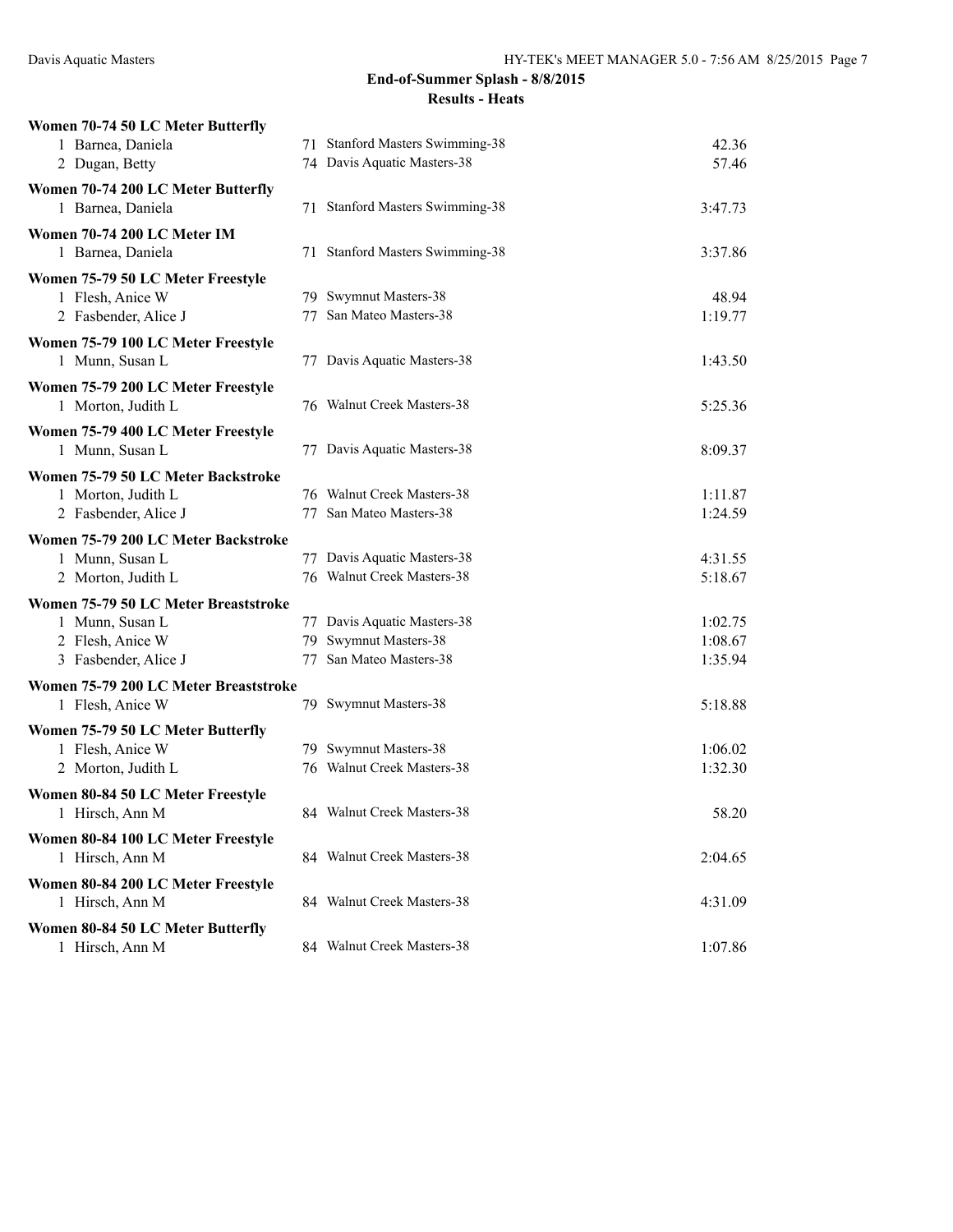## End-of-Summer Splash - 8/8/2015

### Results - Heats

**Women 70-74 50 LC Meter Butterfly**

| Place | Name | Age | Team | Time |
|---|---|---|---|---|
| 1 | Barnea, Daniela | 71 | Stanford Masters Swimming-38 | 42.36 |
| 2 | Dugan, Betty | 74 | Davis Aquatic Masters-38 | 57.46 |

**Women 70-74 200 LC Meter Butterfly**

| Place | Name | Age | Team | Time |
|---|---|---|---|---|
| 1 | Barnea, Daniela | 71 | Stanford Masters Swimming-38 | 3:47.73 |

**Women 70-74 200 LC Meter IM**

| Place | Name | Age | Team | Time |
|---|---|---|---|---|
| 1 | Barnea, Daniela | 71 | Stanford Masters Swimming-38 | 3:37.86 |

**Women 75-79 50 LC Meter Freestyle**

| Place | Name | Age | Team | Time |
|---|---|---|---|---|
| 1 | Flesh, Anice W | 79 | Swymnut Masters-38 | 48.94 |
| 2 | Fasbender, Alice J | 77 | San Mateo Masters-38 | 1:19.77 |

**Women 75-79 100 LC Meter Freestyle**

| Place | Name | Age | Team | Time |
|---|---|---|---|---|
| 1 | Munn, Susan L | 77 | Davis Aquatic Masters-38 | 1:43.50 |

**Women 75-79 200 LC Meter Freestyle**

| Place | Name | Age | Team | Time |
|---|---|---|---|---|
| 1 | Morton, Judith L | 76 | Walnut Creek Masters-38 | 5:25.36 |

**Women 75-79 400 LC Meter Freestyle**

| Place | Name | Age | Team | Time |
|---|---|---|---|---|
| 1 | Munn, Susan L | 77 | Davis Aquatic Masters-38 | 8:09.37 |

**Women 75-79 50 LC Meter Backstroke**

| Place | Name | Age | Team | Time |
|---|---|---|---|---|
| 1 | Morton, Judith L | 76 | Walnut Creek Masters-38 | 1:11.87 |
| 2 | Fasbender, Alice J | 77 | San Mateo Masters-38 | 1:24.59 |

**Women 75-79 200 LC Meter Backstroke**

| Place | Name | Age | Team | Time |
|---|---|---|---|---|
| 1 | Munn, Susan L | 77 | Davis Aquatic Masters-38 | 4:31.55 |
| 2 | Morton, Judith L | 76 | Walnut Creek Masters-38 | 5:18.67 |

**Women 75-79 50 LC Meter Breaststroke**

| Place | Name | Age | Team | Time |
|---|---|---|---|---|
| 1 | Munn, Susan L | 77 | Davis Aquatic Masters-38 | 1:02.75 |
| 2 | Flesh, Anice W | 79 | Swymnut Masters-38 | 1:08.67 |
| 3 | Fasbender, Alice J | 77 | San Mateo Masters-38 | 1:35.94 |

**Women 75-79 200 LC Meter Breaststroke**

| Place | Name | Age | Team | Time |
|---|---|---|---|---|
| 1 | Flesh, Anice W | 79 | Swymnut Masters-38 | 5:18.88 |

**Women 75-79 50 LC Meter Butterfly**

| Place | Name | Age | Team | Time |
|---|---|---|---|---|
| 1 | Flesh, Anice W | 79 | Swymnut Masters-38 | 1:06.02 |
| 2 | Morton, Judith L | 76 | Walnut Creek Masters-38 | 1:32.30 |

**Women 80-84 50 LC Meter Freestyle**

| Place | Name | Age | Team | Time |
|---|---|---|---|---|
| 1 | Hirsch, Ann M | 84 | Walnut Creek Masters-38 | 58.20 |

**Women 80-84 100 LC Meter Freestyle**

| Place | Name | Age | Team | Time |
|---|---|---|---|---|
| 1 | Hirsch, Ann M | 84 | Walnut Creek Masters-38 | 2:04.65 |

**Women 80-84 200 LC Meter Freestyle**

| Place | Name | Age | Team | Time |
|---|---|---|---|---|
| 1 | Hirsch, Ann M | 84 | Walnut Creek Masters-38 | 4:31.09 |

**Women 80-84 50 LC Meter Butterfly**

| Place | Name | Age | Team | Time |
|---|---|---|---|---|
| 1 | Hirsch, Ann M | 84 | Walnut Creek Masters-38 | 1:07.86 |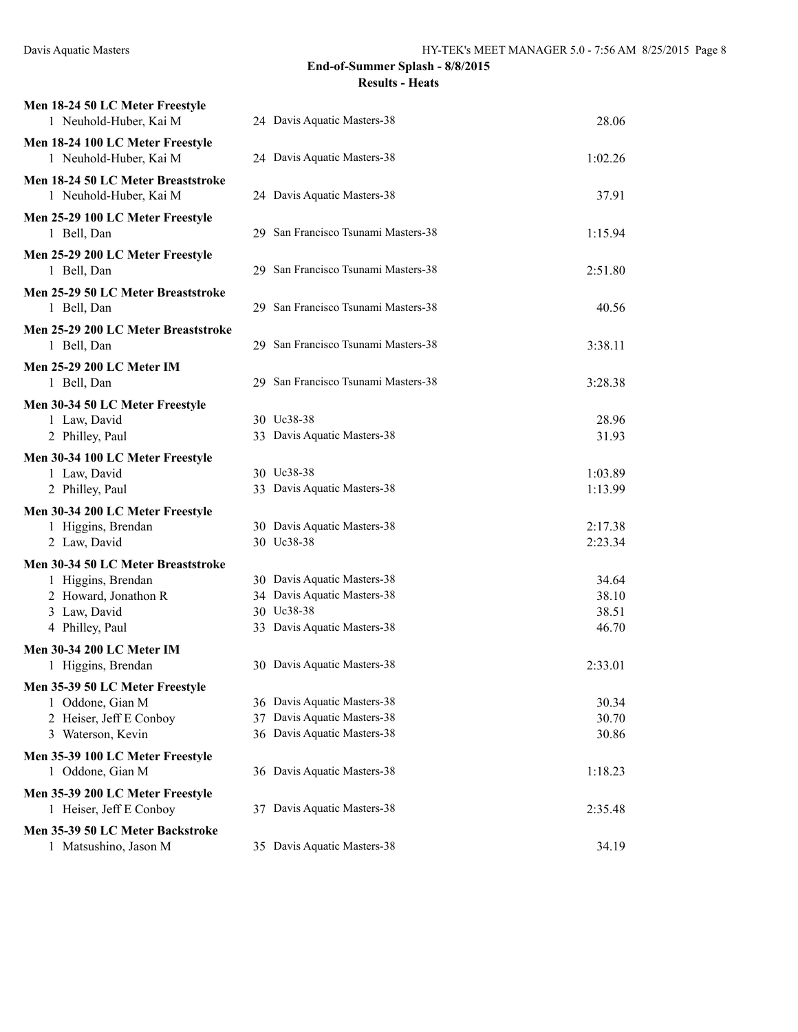**End-of-Summer Splash - 8/8/2015**

**Results - Heats**

**Men 18-24 50 LC Meter Freestyle**

| | Name | Age | Team | Time |
|---|---|---|---|---|
| 1 | Neuhold-Huber, Kai M | 24 | Davis Aquatic Masters-38 | 28.06 |

**Men 18-24 100 LC Meter Freestyle**

| | Name | Age | Team | Time |
|---|---|---|---|---|
| 1 | Neuhold-Huber, Kai M | 24 | Davis Aquatic Masters-38 | 1:02.26 |

**Men 18-24 50 LC Meter Breaststroke**

| | Name | Age | Team | Time |
|---|---|---|---|---|
| 1 | Neuhold-Huber, Kai M | 24 | Davis Aquatic Masters-38 | 37.91 |

**Men 25-29 100 LC Meter Freestyle**

| | Name | Age | Team | Time |
|---|---|---|---|---|
| 1 | Bell, Dan | 29 | San Francisco Tsunami Masters-38 | 1:15.94 |

**Men 25-29 200 LC Meter Freestyle**

| | Name | Age | Team | Time |
|---|---|---|---|---|
| 1 | Bell, Dan | 29 | San Francisco Tsunami Masters-38 | 2:51.80 |

**Men 25-29 50 LC Meter Breaststroke**

| | Name | Age | Team | Time |
|---|---|---|---|---|
| 1 | Bell, Dan | 29 | San Francisco Tsunami Masters-38 | 40.56 |

**Men 25-29 200 LC Meter Breaststroke**

| | Name | Age | Team | Time |
|---|---|---|---|---|
| 1 | Bell, Dan | 29 | San Francisco Tsunami Masters-38 | 3:38.11 |

**Men 25-29 200 LC Meter IM**

| | Name | Age | Team | Time |
|---|---|---|---|---|
| 1 | Bell, Dan | 29 | San Francisco Tsunami Masters-38 | 3:28.38 |

**Men 30-34 50 LC Meter Freestyle**

| | Name | Age | Team | Time |
|---|---|---|---|---|
| 1 | Law, David | 30 | Uc38-38 | 28.96 |
| 2 | Philley, Paul | 33 | Davis Aquatic Masters-38 | 31.93 |

**Men 30-34 100 LC Meter Freestyle**

| | Name | Age | Team | Time |
|---|---|---|---|---|
| 1 | Law, David | 30 | Uc38-38 | 1:03.89 |
| 2 | Philley, Paul | 33 | Davis Aquatic Masters-38 | 1:13.99 |

**Men 30-34 200 LC Meter Freestyle**

| | Name | Age | Team | Time |
|---|---|---|---|---|
| 1 | Higgins, Brendan | 30 | Davis Aquatic Masters-38 | 2:17.38 |
| 2 | Law, David | 30 | Uc38-38 | 2:23.34 |

**Men 30-34 50 LC Meter Breaststroke**

| | Name | Age | Team | Time |
|---|---|---|---|---|
| 1 | Higgins, Brendan | 30 | Davis Aquatic Masters-38 | 34.64 |
| 2 | Howard, Jonathon R | 34 | Davis Aquatic Masters-38 | 38.10 |
| 3 | Law, David | 30 | Uc38-38 | 38.51 |
| 4 | Philley, Paul | 33 | Davis Aquatic Masters-38 | 46.70 |

**Men 30-34 200 LC Meter IM**

| | Name | Age | Team | Time |
|---|---|---|---|---|
| 1 | Higgins, Brendan | 30 | Davis Aquatic Masters-38 | 2:33.01 |

**Men 35-39 50 LC Meter Freestyle**

| | Name | Age | Team | Time |
|---|---|---|---|---|
| 1 | Oddone, Gian M | 36 | Davis Aquatic Masters-38 | 30.34 |
| 2 | Heiser, Jeff E Conboy | 37 | Davis Aquatic Masters-38 | 30.70 |
| 3 | Waterson, Kevin | 36 | Davis Aquatic Masters-38 | 30.86 |

**Men 35-39 100 LC Meter Freestyle**

| | Name | Age | Team | Time |
|---|---|---|---|---|
| 1 | Oddone, Gian M | 36 | Davis Aquatic Masters-38 | 1:18.23 |

**Men 35-39 200 LC Meter Freestyle**

| | Name | Age | Team | Time |
|---|---|---|---|---|
| 1 | Heiser, Jeff E Conboy | 37 | Davis Aquatic Masters-38 | 2:35.48 |

**Men 35-39 50 LC Meter Backstroke**

| | Name | Age | Team | Time |
|---|---|---|---|---|
| 1 | Matsushino, Jason M | 35 | Davis Aquatic Masters-38 | 34.19 |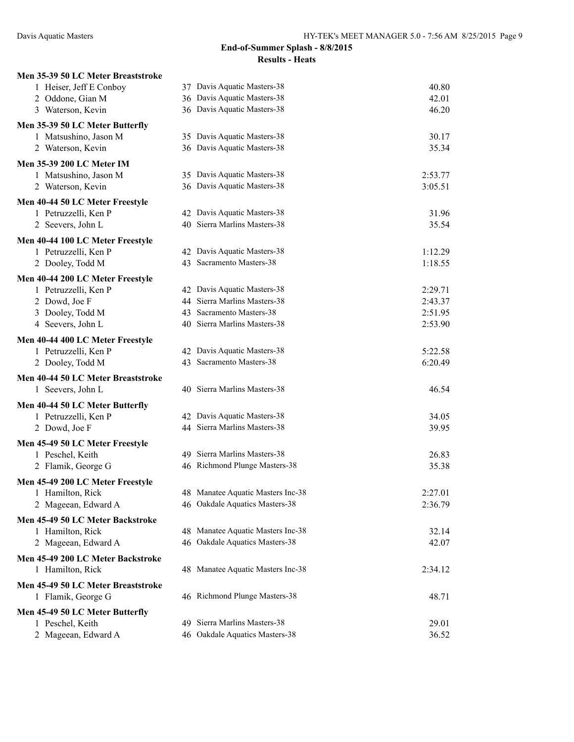**End-of-Summer Splash - 8/8/2015**

**Results - Heats**

### Men 35-39 50 LC Meter Breaststroke

| | Name | Age | Team | Time |
|---|---|---|---|---|
| 1 | Heiser, Jeff E Conboy | 37 | Davis Aquatic Masters-38 | 40.80 |
| 2 | Oddone, Gian M | 36 | Davis Aquatic Masters-38 | 42.01 |
| 3 | Waterson, Kevin | 36 | Davis Aquatic Masters-38 | 46.20 |

### Men 35-39 50 LC Meter Butterfly

| | Name | Age | Team | Time |
|---|---|---|---|---|
| 1 | Matsushino, Jason M | 35 | Davis Aquatic Masters-38 | 30.17 |
| 2 | Waterson, Kevin | 36 | Davis Aquatic Masters-38 | 35.34 |

### Men 35-39 200 LC Meter IM

| | Name | Age | Team | Time |
|---|---|---|---|---|
| 1 | Matsushino, Jason M | 35 | Davis Aquatic Masters-38 | 2:53.77 |
| 2 | Waterson, Kevin | 36 | Davis Aquatic Masters-38 | 3:05.51 |

### Men 40-44 50 LC Meter Freestyle

| | Name | Age | Team | Time |
|---|---|---|---|---|
| 1 | Petruzzelli, Ken P | 42 | Davis Aquatic Masters-38 | 31.96 |
| 2 | Seevers, John L | 40 | Sierra Marlins Masters-38 | 35.54 |

### Men 40-44 100 LC Meter Freestyle

| | Name | Age | Team | Time |
|---|---|---|---|---|
| 1 | Petruzzelli, Ken P | 42 | Davis Aquatic Masters-38 | 1:12.29 |
| 2 | Dooley, Todd M | 43 | Sacramento Masters-38 | 1:18.55 |

### Men 40-44 200 LC Meter Freestyle

| | Name | Age | Team | Time |
|---|---|---|---|---|
| 1 | Petruzzelli, Ken P | 42 | Davis Aquatic Masters-38 | 2:29.71 |
| 2 | Dowd, Joe F | 44 | Sierra Marlins Masters-38 | 2:43.37 |
| 3 | Dooley, Todd M | 43 | Sacramento Masters-38 | 2:51.95 |
| 4 | Seevers, John L | 40 | Sierra Marlins Masters-38 | 2:53.90 |

### Men 40-44 400 LC Meter Freestyle

| | Name | Age | Team | Time |
|---|---|---|---|---|
| 1 | Petruzzelli, Ken P | 42 | Davis Aquatic Masters-38 | 5:22.58 |
| 2 | Dooley, Todd M | 43 | Sacramento Masters-38 | 6:20.49 |

### Men 40-44 50 LC Meter Breaststroke

| | Name | Age | Team | Time |
|---|---|---|---|---|
| 1 | Seevers, John L | 40 | Sierra Marlins Masters-38 | 46.54 |

### Men 40-44 50 LC Meter Butterfly

| | Name | Age | Team | Time |
|---|---|---|---|---|
| 1 | Petruzzelli, Ken P | 42 | Davis Aquatic Masters-38 | 34.05 |
| 2 | Dowd, Joe F | 44 | Sierra Marlins Masters-38 | 39.95 |

### Men 45-49 50 LC Meter Freestyle

| | Name | Age | Team | Time |
|---|---|---|---|---|
| 1 | Peschel, Keith | 49 | Sierra Marlins Masters-38 | 26.83 |
| 2 | Flamik, George G | 46 | Richmond Plunge Masters-38 | 35.38 |

### Men 45-49 200 LC Meter Freestyle

| | Name | Age | Team | Time |
|---|---|---|---|---|
| 1 | Hamilton, Rick | 48 | Manatee Aquatic Masters Inc-38 | 2:27.01 |
| 2 | Mageean, Edward A | 46 | Oakdale Aquatics Masters-38 | 2:36.79 |

### Men 45-49 50 LC Meter Backstroke

| | Name | Age | Team | Time |
|---|---|---|---|---|
| 1 | Hamilton, Rick | 48 | Manatee Aquatic Masters Inc-38 | 32.14 |
| 2 | Mageean, Edward A | 46 | Oakdale Aquatics Masters-38 | 42.07 |

### Men 45-49 200 LC Meter Backstroke

| | Name | Age | Team | Time |
|---|---|---|---|---|
| 1 | Hamilton, Rick | 48 | Manatee Aquatic Masters Inc-38 | 2:34.12 |

### Men 45-49 50 LC Meter Breaststroke

| | Name | Age | Team | Time |
|---|---|---|---|---|
| 1 | Flamik, George G | 46 | Richmond Plunge Masters-38 | 48.71 |

### Men 45-49 50 LC Meter Butterfly

| | Name | Age | Team | Time |
|---|---|---|---|---|
| 1 | Peschel, Keith | 49 | Sierra Marlins Masters-38 | 29.01 |
| 2 | Mageean, Edward A | 46 | Oakdale Aquatics Masters-38 | 36.52 |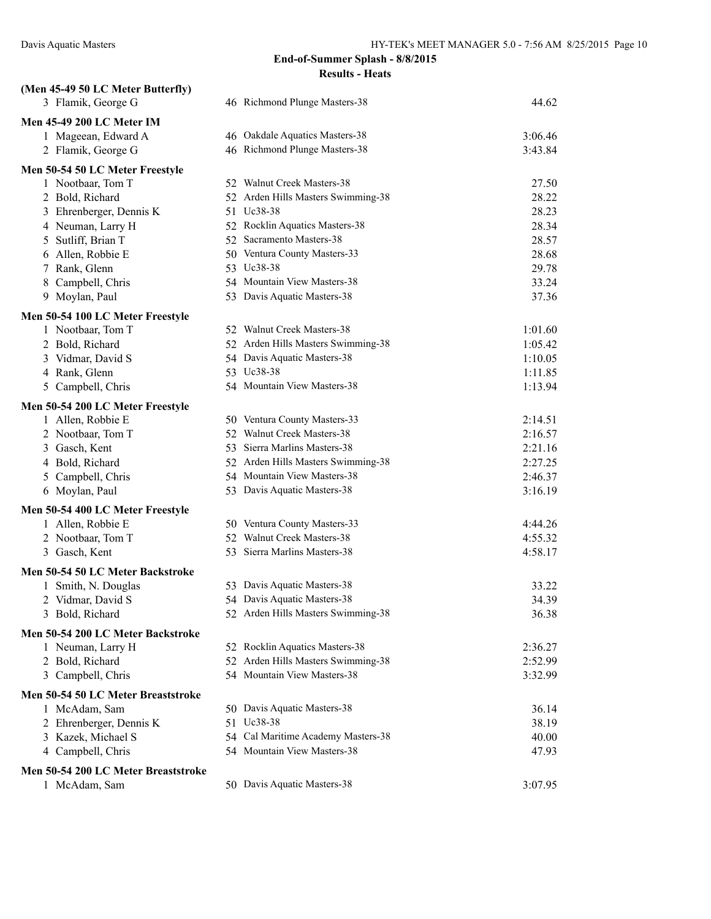**End-of-Summer Splash - 8/8/2015**

**Results - Heats**

**(Men 45-49 50 LC Meter Butterfly)**

| | Name | Age | Team | Time |
|---|---|---|---|---|
| 3 | Flamik, George G | 46 | Richmond Plunge Masters-38 | 44.62 |

**Men 45-49 200 LC Meter IM**

| | Name | Age | Team | Time |
|---|---|---|---|---|
| 1 | Mageean, Edward A | 46 | Oakdale Aquatics Masters-38 | 3:06.46 |
| 2 | Flamik, George G | 46 | Richmond Plunge Masters-38 | 3:43.84 |

**Men 50-54 50 LC Meter Freestyle**

| | Name | Age | Team | Time |
|---|---|---|---|---|
| 1 | Nootbaar, Tom T | 52 | Walnut Creek Masters-38 | 27.50 |
| 2 | Bold, Richard | 52 | Arden Hills Masters Swimming-38 | 28.22 |
| 3 | Ehrenberger, Dennis K | 51 | Uc38-38 | 28.23 |
| 4 | Neuman, Larry H | 52 | Rocklin Aquatics Masters-38 | 28.34 |
| 5 | Sutliff, Brian T | 52 | Sacramento Masters-38 | 28.57 |
| 6 | Allen, Robbie E | 50 | Ventura County Masters-33 | 28.68 |
| 7 | Rank, Glenn | 53 | Uc38-38 | 29.78 |
| 8 | Campbell, Chris | 54 | Mountain View Masters-38 | 33.24 |
| 9 | Moylan, Paul | 53 | Davis Aquatic Masters-38 | 37.36 |

**Men 50-54 100 LC Meter Freestyle**

| | Name | Age | Team | Time |
|---|---|---|---|---|
| 1 | Nootbaar, Tom T | 52 | Walnut Creek Masters-38 | 1:01.60 |
| 2 | Bold, Richard | 52 | Arden Hills Masters Swimming-38 | 1:05.42 |
| 3 | Vidmar, David S | 54 | Davis Aquatic Masters-38 | 1:10.05 |
| 4 | Rank, Glenn | 53 | Uc38-38 | 1:11.85 |
| 5 | Campbell, Chris | 54 | Mountain View Masters-38 | 1:13.94 |

**Men 50-54 200 LC Meter Freestyle**

| | Name | Age | Team | Time |
|---|---|---|---|---|
| 1 | Allen, Robbie E | 50 | Ventura County Masters-33 | 2:14.51 |
| 2 | Nootbaar, Tom T | 52 | Walnut Creek Masters-38 | 2:16.57 |
| 3 | Gasch, Kent | 53 | Sierra Marlins Masters-38 | 2:21.16 |
| 4 | Bold, Richard | 52 | Arden Hills Masters Swimming-38 | 2:27.25 |
| 5 | Campbell, Chris | 54 | Mountain View Masters-38 | 2:46.37 |
| 6 | Moylan, Paul | 53 | Davis Aquatic Masters-38 | 3:16.19 |

**Men 50-54 400 LC Meter Freestyle**

| | Name | Age | Team | Time |
|---|---|---|---|---|
| 1 | Allen, Robbie E | 50 | Ventura County Masters-33 | 4:44.26 |
| 2 | Nootbaar, Tom T | 52 | Walnut Creek Masters-38 | 4:55.32 |
| 3 | Gasch, Kent | 53 | Sierra Marlins Masters-38 | 4:58.17 |

**Men 50-54 50 LC Meter Backstroke**

| | Name | Age | Team | Time |
|---|---|---|---|---|
| 1 | Smith, N. Douglas | 53 | Davis Aquatic Masters-38 | 33.22 |
| 2 | Vidmar, David S | 54 | Davis Aquatic Masters-38 | 34.39 |
| 3 | Bold, Richard | 52 | Arden Hills Masters Swimming-38 | 36.38 |

**Men 50-54 200 LC Meter Backstroke**

| | Name | Age | Team | Time |
|---|---|---|---|---|
| 1 | Neuman, Larry H | 52 | Rocklin Aquatics Masters-38 | 2:36.27 |
| 2 | Bold, Richard | 52 | Arden Hills Masters Swimming-38 | 2:52.99 |
| 3 | Campbell, Chris | 54 | Mountain View Masters-38 | 3:32.99 |

**Men 50-54 50 LC Meter Breaststroke**

| | Name | Age | Team | Time |
|---|---|---|---|---|
| 1 | McAdam, Sam | 50 | Davis Aquatic Masters-38 | 36.14 |
| 2 | Ehrenberger, Dennis K | 51 | Uc38-38 | 38.19 |
| 3 | Kazek, Michael S | 54 | Cal Maritime Academy Masters-38 | 40.00 |
| 4 | Campbell, Chris | 54 | Mountain View Masters-38 | 47.93 |

**Men 50-54 200 LC Meter Breaststroke**

| | Name | Age | Team | Time |
|---|---|---|---|---|
| 1 | McAdam, Sam | 50 | Davis Aquatic Masters-38 | 3:07.95 |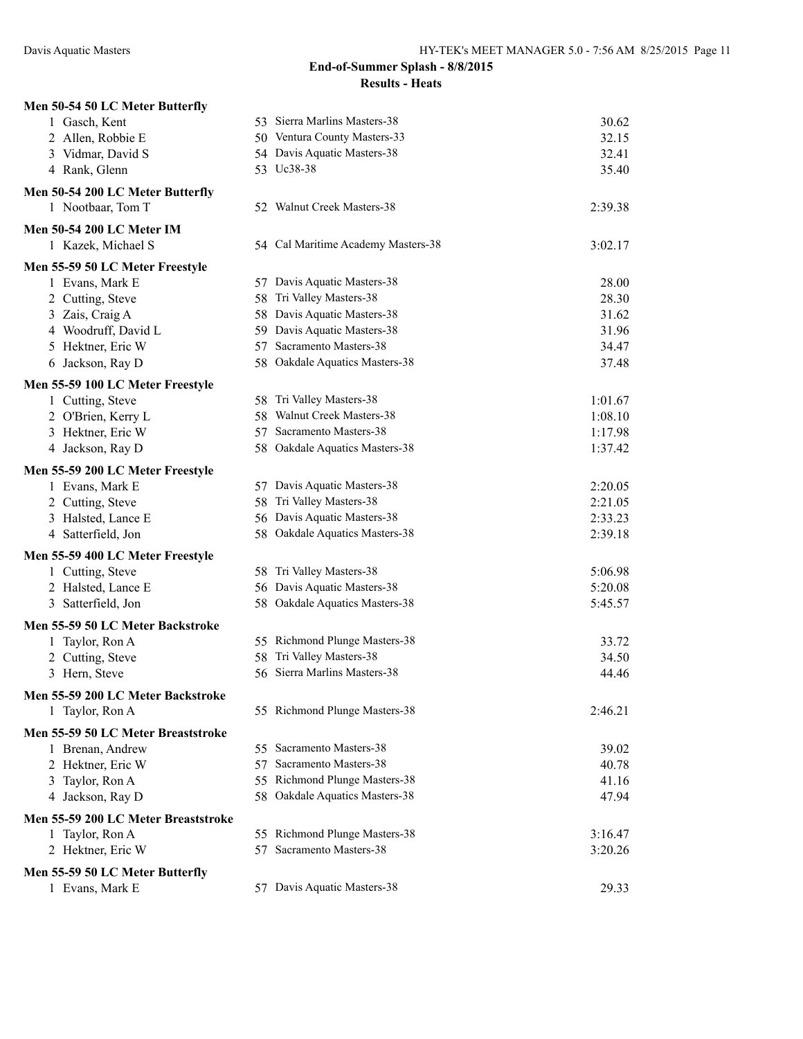**End-of-Summer Splash - 8/8/2015**

**Results - Heats**

### Men 50-54 50 LC Meter Butterfly

| Place | Name | Age | Team | Time |
|---|---|---|---|---|
| 1 | Gasch, Kent | 53 | Sierra Marlins Masters-38 | 30.62 |
| 2 | Allen, Robbie E | 50 | Ventura County Masters-33 | 32.15 |
| 3 | Vidmar, David S | 54 | Davis Aquatic Masters-38 | 32.41 |
| 4 | Rank, Glenn | 53 | Uc38-38 | 35.40 |

### Men 50-54 200 LC Meter Butterfly

| Place | Name | Age | Team | Time |
|---|---|---|---|---|
| 1 | Nootbaar, Tom T | 52 | Walnut Creek Masters-38 | 2:39.38 |

### Men 50-54 200 LC Meter IM

| Place | Name | Age | Team | Time |
|---|---|---|---|---|
| 1 | Kazek, Michael S | 54 | Cal Maritime Academy Masters-38 | 3:02.17 |

### Men 55-59 50 LC Meter Freestyle

| Place | Name | Age | Team | Time |
|---|---|---|---|---|
| 1 | Evans, Mark E | 57 | Davis Aquatic Masters-38 | 28.00 |
| 2 | Cutting, Steve | 58 | Tri Valley Masters-38 | 28.30 |
| 3 | Zais, Craig A | 58 | Davis Aquatic Masters-38 | 31.62 |
| 4 | Woodruff, David L | 59 | Davis Aquatic Masters-38 | 31.96 |
| 5 | Hektner, Eric W | 57 | Sacramento Masters-38 | 34.47 |
| 6 | Jackson, Ray D | 58 | Oakdale Aquatics Masters-38 | 37.48 |

### Men 55-59 100 LC Meter Freestyle

| Place | Name | Age | Team | Time |
|---|---|---|---|---|
| 1 | Cutting, Steve | 58 | Tri Valley Masters-38 | 1:01.67 |
| 2 | O'Brien, Kerry L | 58 | Walnut Creek Masters-38 | 1:08.10 |
| 3 | Hektner, Eric W | 57 | Sacramento Masters-38 | 1:17.98 |
| 4 | Jackson, Ray D | 58 | Oakdale Aquatics Masters-38 | 1:37.42 |

### Men 55-59 200 LC Meter Freestyle

| Place | Name | Age | Team | Time |
|---|---|---|---|---|
| 1 | Evans, Mark E | 57 | Davis Aquatic Masters-38 | 2:20.05 |
| 2 | Cutting, Steve | 58 | Tri Valley Masters-38 | 2:21.05 |
| 3 | Halsted, Lance E | 56 | Davis Aquatic Masters-38 | 2:33.23 |
| 4 | Satterfield, Jon | 58 | Oakdale Aquatics Masters-38 | 2:39.18 |

### Men 55-59 400 LC Meter Freestyle

| Place | Name | Age | Team | Time |
|---|---|---|---|---|
| 1 | Cutting, Steve | 58 | Tri Valley Masters-38 | 5:06.98 |
| 2 | Halsted, Lance E | 56 | Davis Aquatic Masters-38 | 5:20.08 |
| 3 | Satterfield, Jon | 58 | Oakdale Aquatics Masters-38 | 5:45.57 |

### Men 55-59 50 LC Meter Backstroke

| Place | Name | Age | Team | Time |
|---|---|---|---|---|
| 1 | Taylor, Ron A | 55 | Richmond Plunge Masters-38 | 33.72 |
| 2 | Cutting, Steve | 58 | Tri Valley Masters-38 | 34.50 |
| 3 | Hern, Steve | 56 | Sierra Marlins Masters-38 | 44.46 |

### Men 55-59 200 LC Meter Backstroke

| Place | Name | Age | Team | Time |
|---|---|---|---|---|
| 1 | Taylor, Ron A | 55 | Richmond Plunge Masters-38 | 2:46.21 |

### Men 55-59 50 LC Meter Breaststroke

| Place | Name | Age | Team | Time |
|---|---|---|---|---|
| 1 | Brenan, Andrew | 55 | Sacramento Masters-38 | 39.02 |
| 2 | Hektner, Eric W | 57 | Sacramento Masters-38 | 40.78 |
| 3 | Taylor, Ron A | 55 | Richmond Plunge Masters-38 | 41.16 |
| 4 | Jackson, Ray D | 58 | Oakdale Aquatics Masters-38 | 47.94 |

### Men 55-59 200 LC Meter Breaststroke

| Place | Name | Age | Team | Time |
|---|---|---|---|---|
| 1 | Taylor, Ron A | 55 | Richmond Plunge Masters-38 | 3:16.47 |
| 2 | Hektner, Eric W | 57 | Sacramento Masters-38 | 3:20.26 |

### Men 55-59 50 LC Meter Butterfly

| Place | Name | Age | Team | Time |
|---|---|---|---|---|
| 1 | Evans, Mark E | 57 | Davis Aquatic Masters-38 | 29.33 |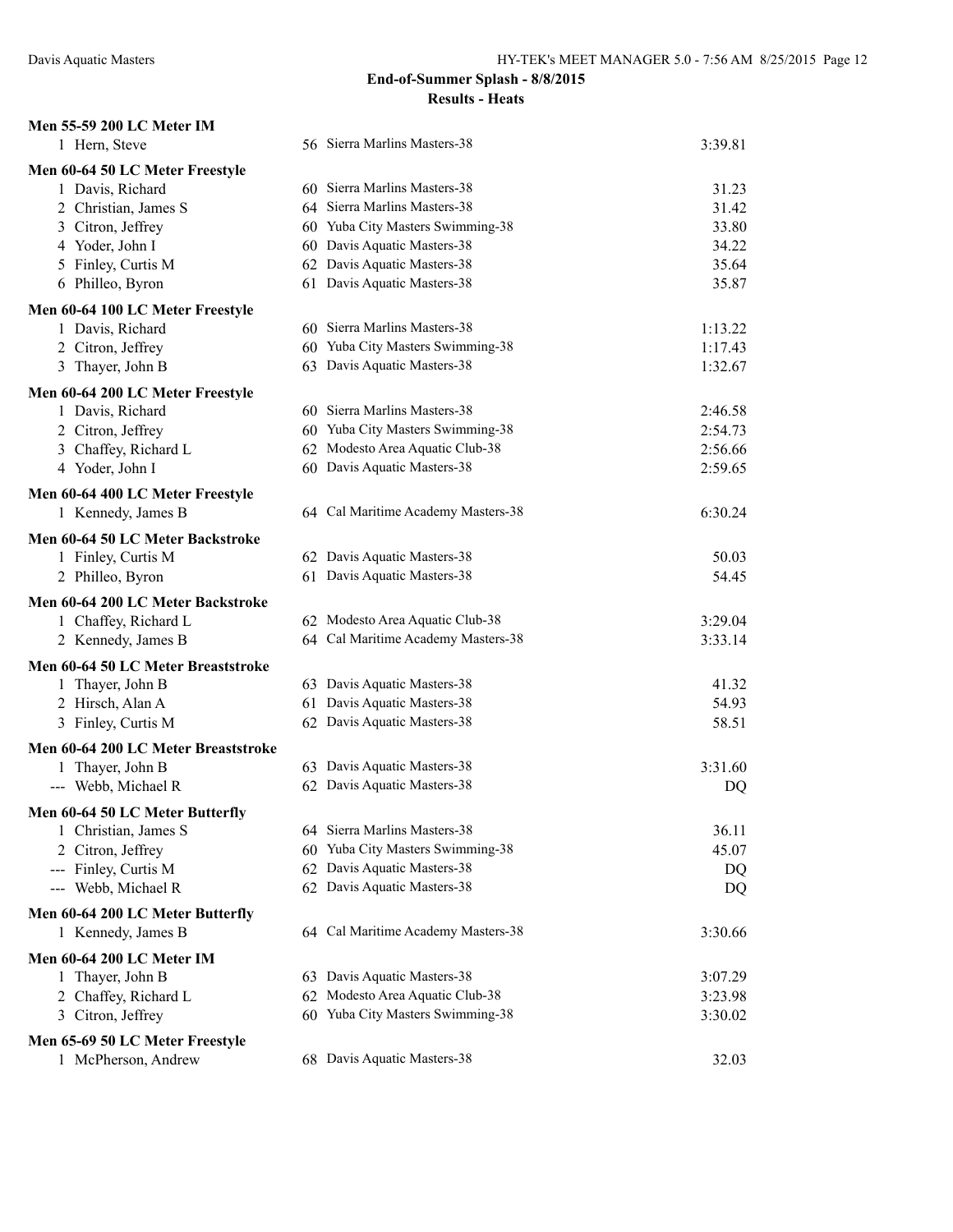**End-of-Summer Splash - 8/8/2015**

**Results - Heats**

**Men 55-59 200 LC Meter IM**

| | Name | Age | Team | Time |
|---|---|---|---|---|
| 1 | Hern, Steve | 56 | Sierra Marlins Masters-38 | 3:39.81 |

**Men 60-64 50 LC Meter Freestyle**

| | Name | Age | Team | Time |
|---|---|---|---|---|
| 1 | Davis, Richard | 60 | Sierra Marlins Masters-38 | 31.23 |
| 2 | Christian, James S | 64 | Sierra Marlins Masters-38 | 31.42 |
| 3 | Citron, Jeffrey | 60 | Yuba City Masters Swimming-38 | 33.80 |
| 4 | Yoder, John I | 60 | Davis Aquatic Masters-38 | 34.22 |
| 5 | Finley, Curtis M | 62 | Davis Aquatic Masters-38 | 35.64 |
| 6 | Philleo, Byron | 61 | Davis Aquatic Masters-38 | 35.87 |

**Men 60-64 100 LC Meter Freestyle**

| | Name | Age | Team | Time |
|---|---|---|---|---|
| 1 | Davis, Richard | 60 | Sierra Marlins Masters-38 | 1:13.22 |
| 2 | Citron, Jeffrey | 60 | Yuba City Masters Swimming-38 | 1:17.43 |
| 3 | Thayer, John B | 63 | Davis Aquatic Masters-38 | 1:32.67 |

**Men 60-64 200 LC Meter Freestyle**

| | Name | Age | Team | Time |
|---|---|---|---|---|
| 1 | Davis, Richard | 60 | Sierra Marlins Masters-38 | 2:46.58 |
| 2 | Citron, Jeffrey | 60 | Yuba City Masters Swimming-38 | 2:54.73 |
| 3 | Chaffey, Richard L | 62 | Modesto Area Aquatic Club-38 | 2:56.66 |
| 4 | Yoder, John I | 60 | Davis Aquatic Masters-38 | 2:59.65 |

**Men 60-64 400 LC Meter Freestyle**

| | Name | Age | Team | Time |
|---|---|---|---|---|
| 1 | Kennedy, James B | 64 | Cal Maritime Academy Masters-38 | 6:30.24 |

**Men 60-64 50 LC Meter Backstroke**

| | Name | Age | Team | Time |
|---|---|---|---|---|
| 1 | Finley, Curtis M | 62 | Davis Aquatic Masters-38 | 50.03 |
| 2 | Philleo, Byron | 61 | Davis Aquatic Masters-38 | 54.45 |

**Men 60-64 200 LC Meter Backstroke**

| | Name | Age | Team | Time |
|---|---|---|---|---|
| 1 | Chaffey, Richard L | 62 | Modesto Area Aquatic Club-38 | 3:29.04 |
| 2 | Kennedy, James B | 64 | Cal Maritime Academy Masters-38 | 3:33.14 |

**Men 60-64 50 LC Meter Breaststroke**

| | Name | Age | Team | Time |
|---|---|---|---|---|
| 1 | Thayer, John B | 63 | Davis Aquatic Masters-38 | 41.32 |
| 2 | Hirsch, Alan A | 61 | Davis Aquatic Masters-38 | 54.93 |
| 3 | Finley, Curtis M | 62 | Davis Aquatic Masters-38 | 58.51 |

**Men 60-64 200 LC Meter Breaststroke**

| | Name | Age | Team | Time |
|---|---|---|---|---|
| 1 | Thayer, John B | 63 | Davis Aquatic Masters-38 | 3:31.60 |
| --- | Webb, Michael R | 62 | Davis Aquatic Masters-38 | DQ |

**Men 60-64 50 LC Meter Butterfly**

| | Name | Age | Team | Time |
|---|---|---|---|---|
| 1 | Christian, James S | 64 | Sierra Marlins Masters-38 | 36.11 |
| 2 | Citron, Jeffrey | 60 | Yuba City Masters Swimming-38 | 45.07 |
| --- | Finley, Curtis M | 62 | Davis Aquatic Masters-38 | DQ |
| --- | Webb, Michael R | 62 | Davis Aquatic Masters-38 | DQ |

**Men 60-64 200 LC Meter Butterfly**

| | Name | Age | Team | Time |
|---|---|---|---|---|
| 1 | Kennedy, James B | 64 | Cal Maritime Academy Masters-38 | 3:30.66 |

**Men 60-64 200 LC Meter IM**

| | Name | Age | Team | Time |
|---|---|---|---|---|
| 1 | Thayer, John B | 63 | Davis Aquatic Masters-38 | 3:07.29 |
| 2 | Chaffey, Richard L | 62 | Modesto Area Aquatic Club-38 | 3:23.98 |
| 3 | Citron, Jeffrey | 60 | Yuba City Masters Swimming-38 | 3:30.02 |

**Men 65-69 50 LC Meter Freestyle**

| | Name | Age | Team | Time |
|---|---|---|---|---|
| 1 | McPherson, Andrew | 68 | Davis Aquatic Masters-38 | 32.03 |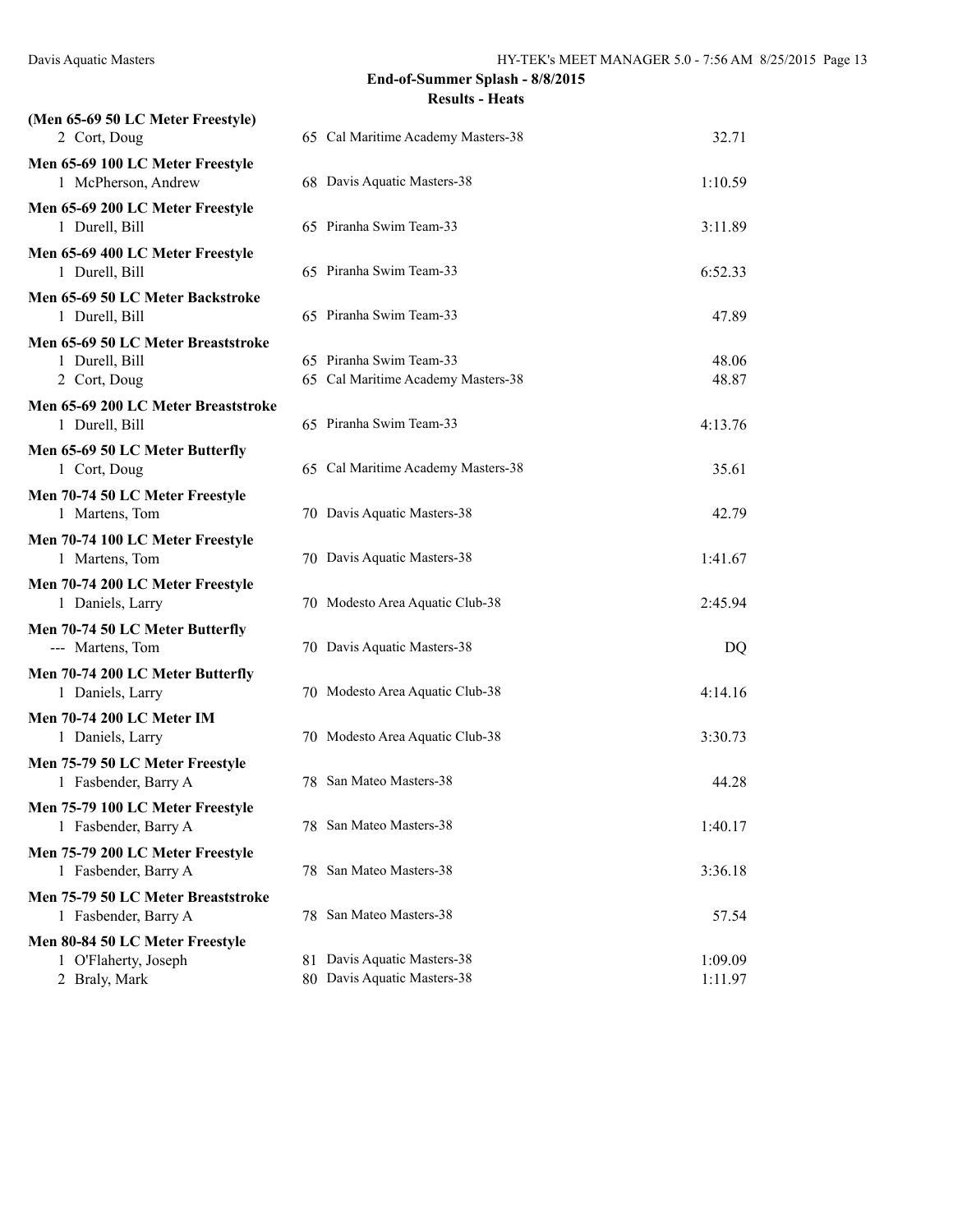**End-of-Summer Splash - 8/8/2015**

**Results - Heats**

**(Men 65-69 50 LC Meter Freestyle)**

| | Name | Age | Team | Time |
|---|---|---|---|---|
| 2 | Cort, Doug | 65 | Cal Maritime Academy Masters-38 | 32.71 |

**Men 65-69 100 LC Meter Freestyle**

| | Name | Age | Team | Time |
|---|---|---|---|---|
| 1 | McPherson, Andrew | 68 | Davis Aquatic Masters-38 | 1:10.59 |

**Men 65-69 200 LC Meter Freestyle**

| | Name | Age | Team | Time |
|---|---|---|---|---|
| 1 | Durell, Bill | 65 | Piranha Swim Team-33 | 3:11.89 |

**Men 65-69 400 LC Meter Freestyle**

| | Name | Age | Team | Time |
|---|---|---|---|---|
| 1 | Durell, Bill | 65 | Piranha Swim Team-33 | 6:52.33 |

**Men 65-69 50 LC Meter Backstroke**

| | Name | Age | Team | Time |
|---|---|---|---|---|
| 1 | Durell, Bill | 65 | Piranha Swim Team-33 | 47.89 |

**Men 65-69 50 LC Meter Breaststroke**

| | Name | Age | Team | Time |
|---|---|---|---|---|
| 1 | Durell, Bill | 65 | Piranha Swim Team-33 | 48.06 |
| 2 | Cort, Doug | 65 | Cal Maritime Academy Masters-38 | 48.87 |

**Men 65-69 200 LC Meter Breaststroke**

| | Name | Age | Team | Time |
|---|---|---|---|---|
| 1 | Durell, Bill | 65 | Piranha Swim Team-33 | 4:13.76 |

**Men 65-69 50 LC Meter Butterfly**

| | Name | Age | Team | Time |
|---|---|---|---|---|
| 1 | Cort, Doug | 65 | Cal Maritime Academy Masters-38 | 35.61 |

**Men 70-74 50 LC Meter Freestyle**

| | Name | Age | Team | Time |
|---|---|---|---|---|
| 1 | Martens, Tom | 70 | Davis Aquatic Masters-38 | 42.79 |

**Men 70-74 100 LC Meter Freestyle**

| | Name | Age | Team | Time |
|---|---|---|---|---|
| 1 | Martens, Tom | 70 | Davis Aquatic Masters-38 | 1:41.67 |

**Men 70-74 200 LC Meter Freestyle**

| | Name | Age | Team | Time |
|---|---|---|---|---|
| 1 | Daniels, Larry | 70 | Modesto Area Aquatic Club-38 | 2:45.94 |

**Men 70-74 50 LC Meter Butterfly**

| | Name | Age | Team | Time |
|---|---|---|---|---|
| --- | Martens, Tom | 70 | Davis Aquatic Masters-38 | DQ |

**Men 70-74 200 LC Meter Butterfly**

| | Name | Age | Team | Time |
|---|---|---|---|---|
| 1 | Daniels, Larry | 70 | Modesto Area Aquatic Club-38 | 4:14.16 |

**Men 70-74 200 LC Meter IM**

| | Name | Age | Team | Time |
|---|---|---|---|---|
| 1 | Daniels, Larry | 70 | Modesto Area Aquatic Club-38 | 3:30.73 |

**Men 75-79 50 LC Meter Freestyle**

| | Name | Age | Team | Time |
|---|---|---|---|---|
| 1 | Fasbender, Barry A | 78 | San Mateo Masters-38 | 44.28 |

**Men 75-79 100 LC Meter Freestyle**

| | Name | Age | Team | Time |
|---|---|---|---|---|
| 1 | Fasbender, Barry A | 78 | San Mateo Masters-38 | 1:40.17 |

**Men 75-79 200 LC Meter Freestyle**

| | Name | Age | Team | Time |
|---|---|---|---|---|
| 1 | Fasbender, Barry A | 78 | San Mateo Masters-38 | 3:36.18 |

**Men 75-79 50 LC Meter Breaststroke**

| | Name | Age | Team | Time |
|---|---|---|---|---|
| 1 | Fasbender, Barry A | 78 | San Mateo Masters-38 | 57.54 |

**Men 80-84 50 LC Meter Freestyle**

| | Name | Age | Team | Time |
|---|---|---|---|---|
| 1 | O'Flaherty, Joseph | 81 | Davis Aquatic Masters-38 | 1:09.09 |
| 2 | Braly, Mark | 80 | Davis Aquatic Masters-38 | 1:11.97 |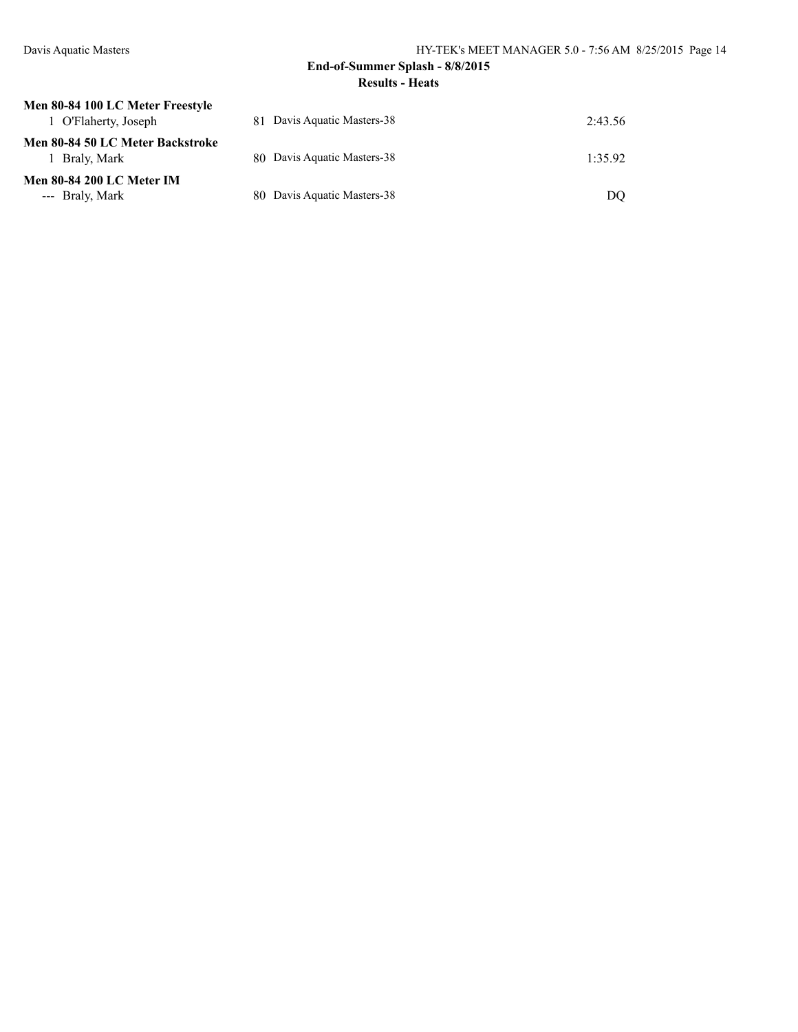**Men 80-84 100 LC Meter Freestyle**

| | | | | |
|---|---|---|---|---|
| 1 | O'Flaherty, Joseph | 81 | Davis Aquatic Masters-38 | 2:43.56 |

**Men 80-84 50 LC Meter Backstroke**

| | | | | |
|---|---|---|---|---|
| 1 | Braly, Mark | 80 | Davis Aquatic Masters-38 | 1:35.92 |

**Men 80-84 200 LC Meter IM**

| | | | | |
|---|---|---|---|---|
| --- | Braly, Mark | 80 | Davis Aquatic Masters-38 | DQ |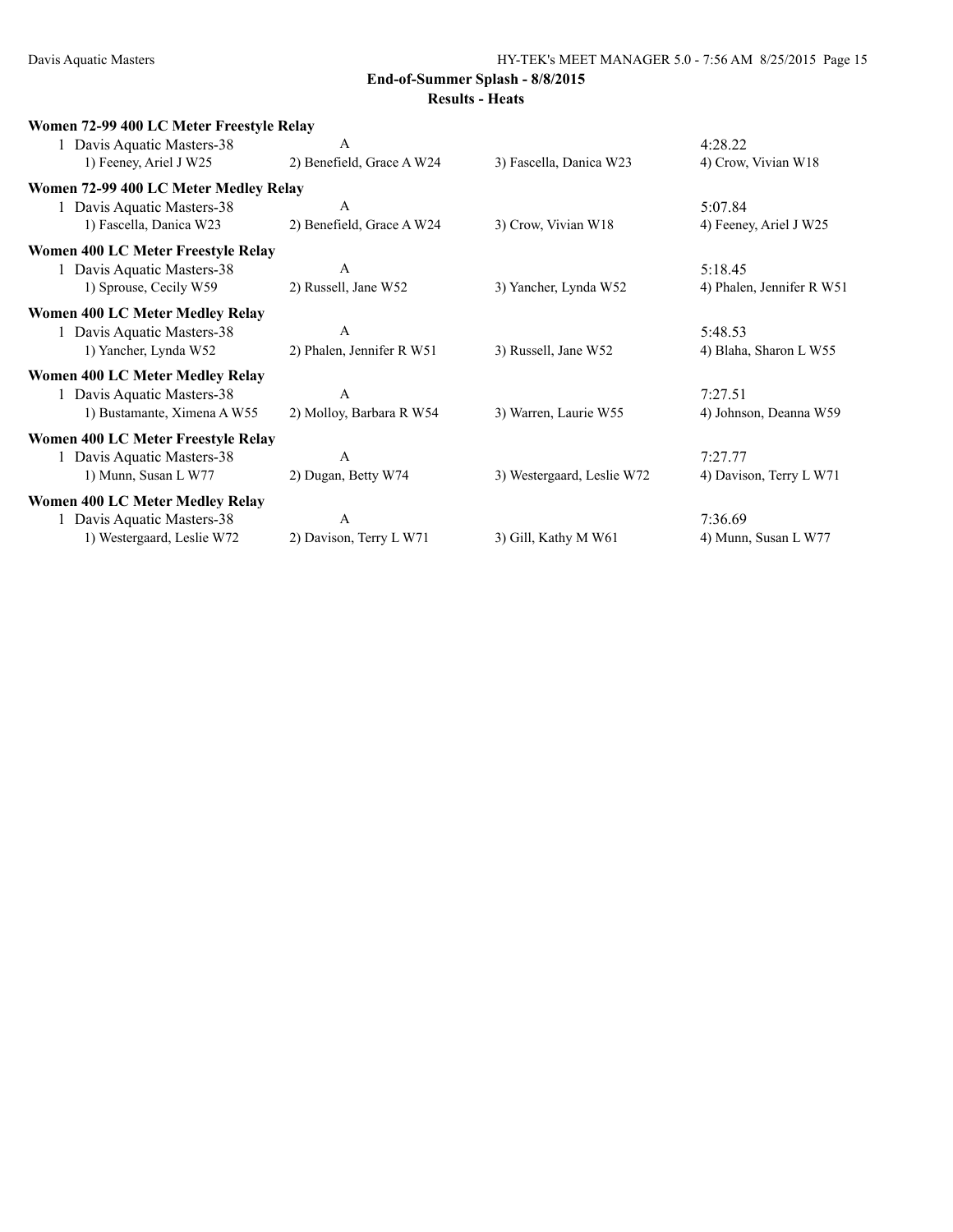**End-of-Summer Splash - 8/8/2015**

**Results - Heats**

**Women 72-99 400 LC Meter Freestyle Relay**

| | | | |
|---|---|---|---|
| 1 Davis Aquatic Masters-38 | A | | 4:28.22 |
| 1) Feeney, Ariel J W25 | 2) Benefield, Grace A W24 | 3) Fascella, Danica W23 | 4) Crow, Vivian W18 |

**Women 72-99 400 LC Meter Medley Relay**

| | | | |
|---|---|---|---|
| 1 Davis Aquatic Masters-38 | A | | 5:07.84 |
| 1) Fascella, Danica W23 | 2) Benefield, Grace A W24 | 3) Crow, Vivian W18 | 4) Feeney, Ariel J W25 |

**Women 400 LC Meter Freestyle Relay**

| | | | |
|---|---|---|---|
| 1 Davis Aquatic Masters-38 | A | | 5:18.45 |
| 1) Sprouse, Cecily W59 | 2) Russell, Jane W52 | 3) Yancher, Lynda W52 | 4) Phalen, Jennifer R W51 |

**Women 400 LC Meter Medley Relay**

| | | | |
|---|---|---|---|
| 1 Davis Aquatic Masters-38 | A | | 5:48.53 |
| 1) Yancher, Lynda W52 | 2) Phalen, Jennifer R W51 | 3) Russell, Jane W52 | 4) Blaha, Sharon L W55 |

**Women 400 LC Meter Medley Relay**

| | | | |
|---|---|---|---|
| 1 Davis Aquatic Masters-38 | A | | 7:27.51 |
| 1) Bustamante, Ximena A W55 | 2) Molloy, Barbara R W54 | 3) Warren, Laurie W55 | 4) Johnson, Deanna W59 |

**Women 400 LC Meter Freestyle Relay**

| | | | |
|---|---|---|---|
| 1 Davis Aquatic Masters-38 | A | | 7:27.77 |
| 1) Munn, Susan L W77 | 2) Dugan, Betty W74 | 3) Westergaard, Leslie W72 | 4) Davison, Terry L W71 |

**Women 400 LC Meter Medley Relay**

| | | | |
|---|---|---|---|
| 1 Davis Aquatic Masters-38 | A | | 7:36.69 |
| 1) Westergaard, Leslie W72 | 2) Davison, Terry L W71 | 3) Gill, Kathy M W61 | 4) Munn, Susan L W77 |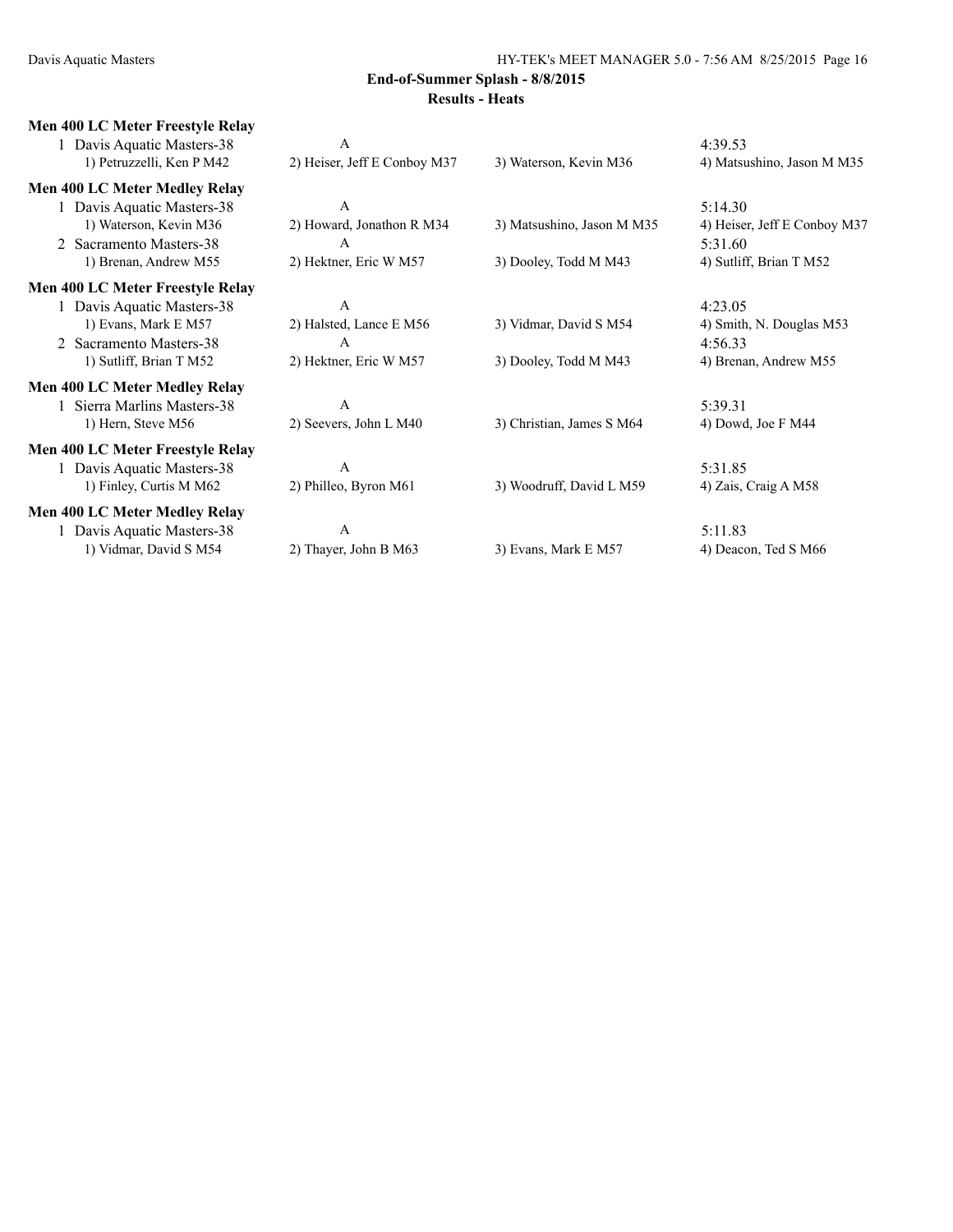**End-of-Summer Splash - 8/8/2015**

**Results - Heats**

**Men 400 LC Meter Freestyle Relay**

| | | | |
|---|---|---|---|
| 1 Davis Aquatic Masters-38 | A | | 4:39.53 |
| 1) Petruzzelli, Ken P M42 | 2) Heiser, Jeff E Conboy M37 | 3) Waterson, Kevin M36 | 4) Matsushino, Jason M M35 |

**Men 400 LC Meter Medley Relay**

| | | | |
|---|---|---|---|
| 1 Davis Aquatic Masters-38 | A | | 5:14.30 |
| 1) Waterson, Kevin M36 | 2) Howard, Jonathon R M34 | 3) Matsushino, Jason M M35 | 4) Heiser, Jeff E Conboy M37 |
| 2 Sacramento Masters-38 | A | | 5:31.60 |
| 1) Brenan, Andrew M55 | 2) Hektner, Eric W M57 | 3) Dooley, Todd M M43 | 4) Sutliff, Brian T M52 |

**Men 400 LC Meter Freestyle Relay**

| | | | |
|---|---|---|---|
| 1 Davis Aquatic Masters-38 | A | | 4:23.05 |
| 1) Evans, Mark E M57 | 2) Halsted, Lance E M56 | 3) Vidmar, David S M54 | 4) Smith, N. Douglas M53 |
| 2 Sacramento Masters-38 | A | | 4:56.33 |
| 1) Sutliff, Brian T M52 | 2) Hektner, Eric W M57 | 3) Dooley, Todd M M43 | 4) Brenan, Andrew M55 |

**Men 400 LC Meter Medley Relay**

| | | | |
|---|---|---|---|
| 1 Sierra Marlins Masters-38 | A | | 5:39.31 |
| 1) Hern, Steve M56 | 2) Seevers, John L M40 | 3) Christian, James S M64 | 4) Dowd, Joe F M44 |

**Men 400 LC Meter Freestyle Relay**

| | | | |
|---|---|---|---|
| 1 Davis Aquatic Masters-38 | A | | 5:31.85 |
| 1) Finley, Curtis M M62 | 2) Philleo, Byron M61 | 3) Woodruff, David L M59 | 4) Zais, Craig A M58 |

**Men 400 LC Meter Medley Relay**

| | | | |
|---|---|---|---|
| 1 Davis Aquatic Masters-38 | A | | 5:11.83 |
| 1) Vidmar, David S M54 | 2) Thayer, John B M63 | 3) Evans, Mark E M57 | 4) Deacon, Ted S M66 |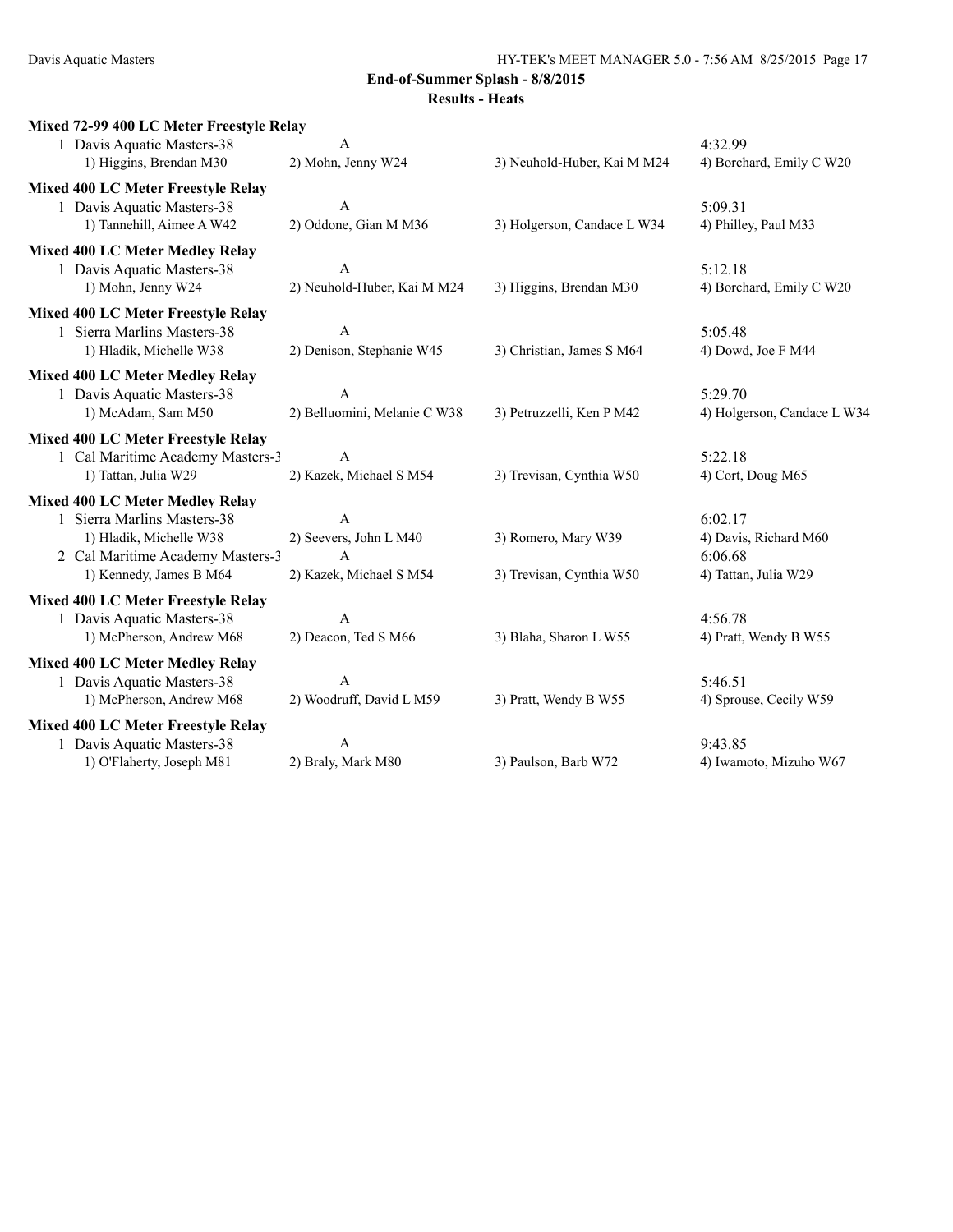**End-of-Summer Splash - 8/8/2015**

**Results - Heats**

**Mixed 72-99 400 LC Meter Freestyle Relay**

| | | | |
|---|---|---|---|
| 1 Davis Aquatic Masters-38 | A | | 4:32.99 |
| 1) Higgins, Brendan M30 | 2) Mohn, Jenny W24 | 3) Neuhold-Huber, Kai M M24 | 4) Borchard, Emily C W20 |

**Mixed 400 LC Meter Freestyle Relay**

| | | | |
|---|---|---|---|
| 1 Davis Aquatic Masters-38 | A | | 5:09.31 |
| 1) Tannehill, Aimee A W42 | 2) Oddone, Gian M M36 | 3) Holgerson, Candace L W34 | 4) Philley, Paul M33 |

**Mixed 400 LC Meter Medley Relay**

| | | | |
|---|---|---|---|
| 1 Davis Aquatic Masters-38 | A | | 5:12.18 |
| 1) Mohn, Jenny W24 | 2) Neuhold-Huber, Kai M M24 | 3) Higgins, Brendan M30 | 4) Borchard, Emily C W20 |

**Mixed 400 LC Meter Freestyle Relay**

| | | | |
|---|---|---|---|
| 1 Sierra Marlins Masters-38 | A | | 5:05.48 |
| 1) Hladik, Michelle W38 | 2) Denison, Stephanie W45 | 3) Christian, James S M64 | 4) Dowd, Joe F M44 |

**Mixed 400 LC Meter Medley Relay**

| | | | |
|---|---|---|---|
| 1 Davis Aquatic Masters-38 | A | | 5:29.70 |
| 1) McAdam, Sam M50 | 2) Belluomini, Melanie C W38 | 3) Petruzzelli, Ken P M42 | 4) Holgerson, Candace L W34 |

**Mixed 400 LC Meter Freestyle Relay**

| | | | |
|---|---|---|---|
| 1 Cal Maritime Academy Masters-3 | A | | 5:22.18 |
| 1) Tattan, Julia W29 | 2) Kazek, Michael S M54 | 3) Trevisan, Cynthia W50 | 4) Cort, Doug M65 |

**Mixed 400 LC Meter Medley Relay**

| | | | |
|---|---|---|---|
| 1 Sierra Marlins Masters-38 | A | | 6:02.17 |
| 1) Hladik, Michelle W38 | 2) Seevers, John L M40 | 3) Romero, Mary W39 | 4) Davis, Richard M60 |
| 2 Cal Maritime Academy Masters-3 | A | | 6:06.68 |
| 1) Kennedy, James B M64 | 2) Kazek, Michael S M54 | 3) Trevisan, Cynthia W50 | 4) Tattan, Julia W29 |

**Mixed 400 LC Meter Freestyle Relay**

| | | | |
|---|---|---|---|
| 1 Davis Aquatic Masters-38 | A | | 4:56.78 |
| 1) McPherson, Andrew M68 | 2) Deacon, Ted S M66 | 3) Blaha, Sharon L W55 | 4) Pratt, Wendy B W55 |

**Mixed 400 LC Meter Medley Relay**

| | | | |
|---|---|---|---|
| 1 Davis Aquatic Masters-38 | A | | 5:46.51 |
| 1) McPherson, Andrew M68 | 2) Woodruff, David L M59 | 3) Pratt, Wendy B W55 | 4) Sprouse, Cecily W59 |

**Mixed 400 LC Meter Freestyle Relay**

| | | | |
|---|---|---|---|
| 1 Davis Aquatic Masters-38 | A | | 9:43.85 |
| 1) O'Flaherty, Joseph M81 | 2) Braly, Mark M80 | 3) Paulson, Barb W72 | 4) Iwamoto, Mizuho W67 |